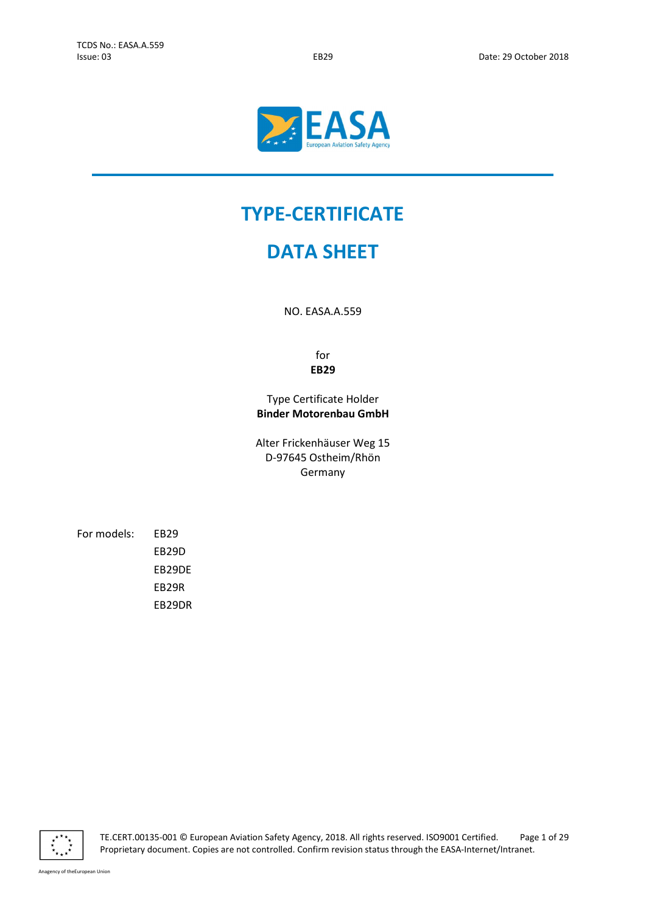# TYPE-CERTIFICATE

# DATA SHEET

NO. EASA.A.559

for
**EB29**

Type Certificate Holder
**Binder Motorenbau GmbH**

Alter Frickenhäuser Weg 15
D-97645 Ostheim/Rhön
Germany

For models:
- EB29
- EB29D
- EB29DE
- EB29R
- EB29DR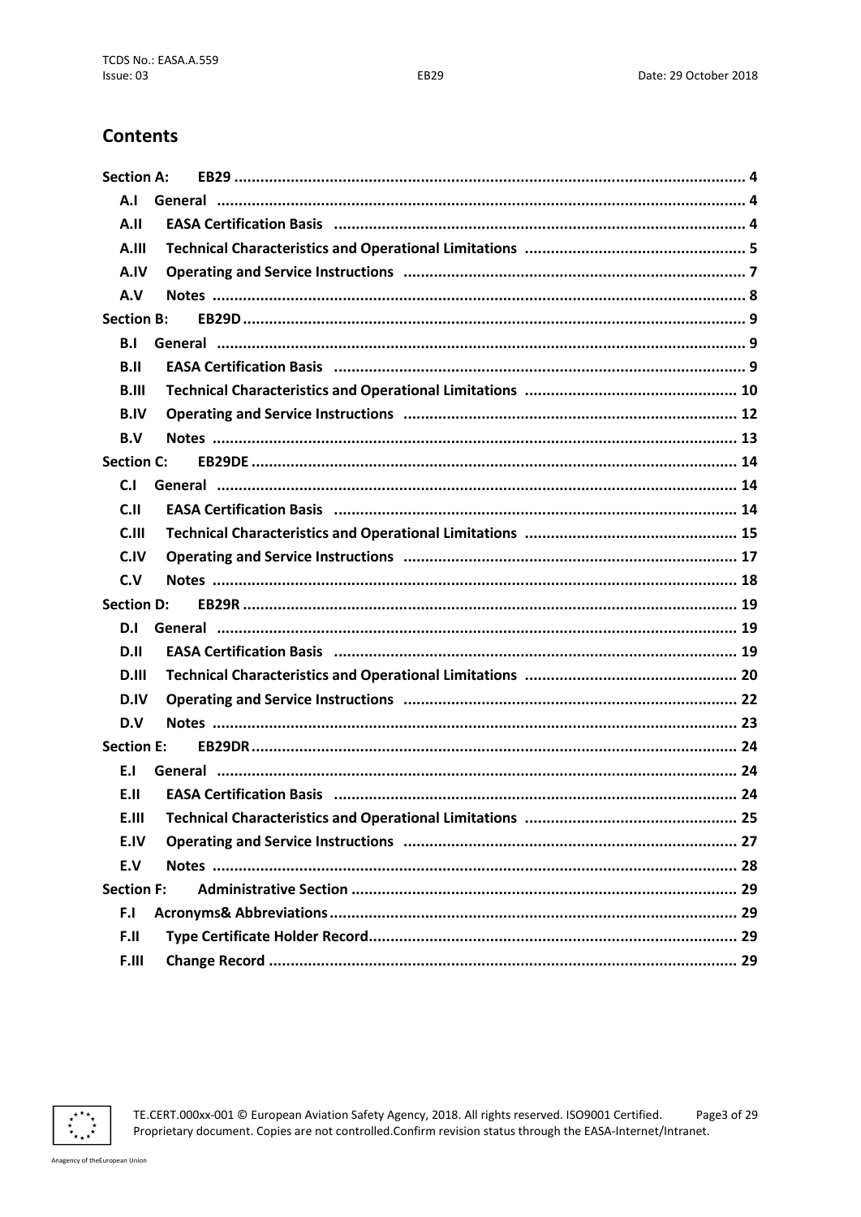## Contents

- **Section A: EB29** ... 4
  - **A.I General** ... 4
  - **A.II EASA Certification Basis** ... 4
  - **A.III Technical Characteristics and Operational Limitations** ... 5
  - **A.IV Operating and Service Instructions** ... 7
  - **A.V Notes** ... 8
- **Section B: EB29D** ... 9
  - **B.I General** ... 9
  - **B.II EASA Certification Basis** ... 9
  - **B.III Technical Characteristics and Operational Limitations** ... 10
  - **B.IV Operating and Service Instructions** ... 12
  - **B.V Notes** ... 13
- **Section C: EB29DE** ... 14
  - **C.I General** ... 14
  - **C.II EASA Certification Basis** ... 14
  - **C.III Technical Characteristics and Operational Limitations** ... 15
  - **C.IV Operating and Service Instructions** ... 17
  - **C.V Notes** ... 18
- **Section D: EB29R** ... 19
  - **D.I General** ... 19
  - **D.II EASA Certification Basis** ... 19
  - **D.III Technical Characteristics and Operational Limitations** ... 20
  - **D.IV Operating and Service Instructions** ... 22
  - **D.V Notes** ... 23
- **Section E: EB29DR** ... 24
  - **E.I General** ... 24
  - **E.II EASA Certification Basis** ... 24
  - **E.III Technical Characteristics and Operational Limitations** ... 25
  - **E.IV Operating and Service Instructions** ... 27
  - **E.V Notes** ... 28
- **Section F: Administrative Section** ... 29
  - **F.I Acronyms& Abbreviations** ... 29
  - **F.II Type Certificate Holder Record** ... 29
  - **F.III Change Record** ... 29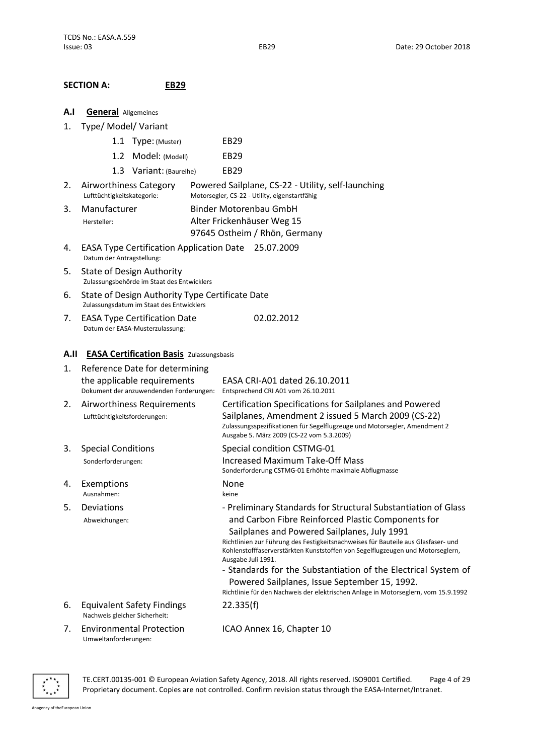## SECTION A: EB29

### A.I General Allgemeines

1. Type/ Model/ Variant
   - 1.1 Type: (Muster) EB29
   - 1.2 Model: (Modell) EB29
   - 1.3 Variant: (Baureihe) EB29

| | | |
|---|---|---|
| 2. | Airworthiness Category<br>Lufttüchtigkeitskategorie: | Powered Sailplane, CS-22 - Utility, self-launching<br>Motorsegler, CS-22 - Utility, eigenstartfähig |
| 3. | Manufacturer<br>Hersteller: | Binder Motorenbau GmbH<br>Alter Frickenhäuser Weg 15<br>97645 Ostheim / Rhön, Germany |
| 4. | EASA Type Certification Application Date<br>Datum der Antragstellung: | 25.07.2009 |
| 5. | State of Design Authority<br>Zulassungsbehörde im Staat des Entwicklers | |
| 6. | State of Design Authority Type Certificate Date<br>Zulassungsdatum im Staat des Entwicklers | |
| 7. | EASA Type Certification Date<br>Datum der EASA-Musterzulassung: | 02.02.2012 |

### A.II EASA Certification Basis Zulassungsbasis

| | | |
|---|---|---|
| 1. | Reference Date for determining the applicable requirements<br>Dokument der anzuwendenden Forderungen: | EASA CRI-A01 dated 26.10.2011<br>Entsprechend CRI A01 vom 26.10.2011 |
| 2. | Airworthiness Requirements<br>Lufttüchtigkeitsforderungen: | Certification Specifications for Sailplanes and Powered Sailplanes, Amendment 2 issued 5 March 2009 (CS-22)<br>Zulassungsspezifikationen für Segelflugzeuge und Motorsegler, Amendment 2 Ausgabe 5. März 2009 (CS-22 vom 5.3.2009) |
| 3. | Special Conditions<br>Sonderforderungen: | Special condition CSTMG-01<br>Increased Maximum Take-Off Mass<br>Sonderforderung CSTMG-01 Erhöhte maximale Abflugmasse |
| 4. | Exemptions<br>Ausnahmen: | None<br>keine |
| 5. | Deviations<br>Abweichungen: | - Preliminary Standards for Structural Substantiation of Glass and Carbon Fibre Reinforced Plastic Components for Sailplanes and Powered Sailplanes, July 1991<br>Richtlinien zur Führung des Festigkeitsnachweises für Bauteile aus Glasfaser- und Kohlenstofffaserverstärkten Kunststoffen von Segelflugzeugen und Motorseglern, Ausgabe Juli 1991.<br>- Standards for the Substantiation of the Electrical System of Powered Sailplanes, Issue September 15, 1992.<br>Richtlinie für den Nachweis der elektrischen Anlage in Motorseglern, vom 15.9.1992 |
| 6. | Equivalent Safety Findings<br>Nachweis gleicher Sicherheit: | 22.335(f) |
| 7. | Environmental Protection<br>Umweltanforderungen: | ICAO Annex 16, Chapter 10 |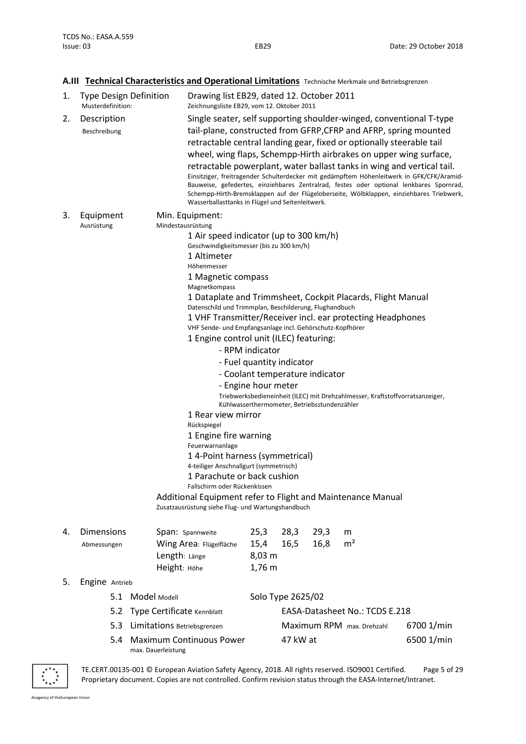## A.III **Technical Characteristics and Operational Limitations** Technische Merkmale und Betriebsgrenzen

1. **Type Design Definition**
   Musterdefinition:

   Drawing list EB29, dated 12. October 2011
   Zeichnungsliste EB29, vom 12. Oktober 2011

2. **Description**
   Beschreibung

   Single seater, self supporting shoulder-winged, conventional T-type tail-plane, constructed from GFRP,CFRP and AFRP, spring mounted retractable central landing gear, fixed or optionally steerable tail wheel, wing flaps, Schempp-Hirth airbrakes on upper wing surface, retractable powerplant, water ballast tanks in wing and vertical tail.
   Einsitziger, freitragender Schulterdecker mit gedämpftem Höhenleitwerk in GFK/CFK/Aramid-Bauweise, gefedertes, einziehbares Zentralrad, festes oder optional lenkbares Spornrad, Schempp-Hirth-Bremsklappen auf der Flügeloberseite, Wölbklappen, einziehbares Triebwerk, Wasserballasttanks in Flügel und Seitenleitwerk.

3. **Equipment**
   Ausrüstung

   Min. Equipment:
   Mindestausrüstung

   1 Air speed indicator (up to 300 km/h)
   Geschwindigkeitsmesser (bis zu 300 km/h)
   1 Altimeter
   Höhenmesser
   1 Magnetic compass
   Magnetkompass
   1 Dataplate and Trimmsheet, Cockpit Placards, Flight Manual
   Datenschild und Trimmplan, Beschilderung, Flughandbuch
   1 VHF Transmitter/Receiver incl. ear protecting Headphones
   VHF Sende- und Empfangsanlage incl. Gehörschutz-Kopfhörer
   1 Engine control unit (ILEC) featuring:
   - RPM indicator
   - Fuel quantity indicator
   - Coolant temperature indicator
   - Engine hour meter

   Triebwerksbedieneinheit (ILEC) mit Drehzahlmesser, Kraftstoffvorratsanzeiger, Kühlwasserthermometer, Betriebsstundenzähler
   1 Rear view mirror
   Rückspiegel
   1 Engine fire warning
   Feuerwarnanlage
   1 4-Point harness (symmetrical)
   4-teiliger Anschnallgurt (symmetrisch)
   1 Parachute or back cushion
   Fallschirm oder Rückenkissen

   Additional Equipment refer to Flight and Maintenance Manual
   Zusatzausrüstung siehe Flug- und Wartungshandbuch

4. **Dimensions**
   Abmessungen

| | | | | |
|---|---|---|---|---|
| Span: Spannweite | 25,3 | 28,3 | 29,3 | m |
| Wing Area: Flügelfläche | 15,4 | 16,5 | 16,8 | m² |
| Length: Länge | 8,03 m | | | |
| Height: Höhe | 1,76 m | | | |

5. **Engine** Antrieb

| | | | |
|---|---|---|---|
| 5.1 Model Modell | Solo Type 2625/02 | | |
| 5.2 Type Certificate Kennblatt | | EASA-Datasheet No.: TCDS E.218 | |
| 5.3 Limitations Betriebsgrenzen | | Maximum RPM max. Drehzahl | 6700 1/min |
| 5.4 Maximum Continuous Power max. Dauerleistung | | 47 kW at | 6500 1/min |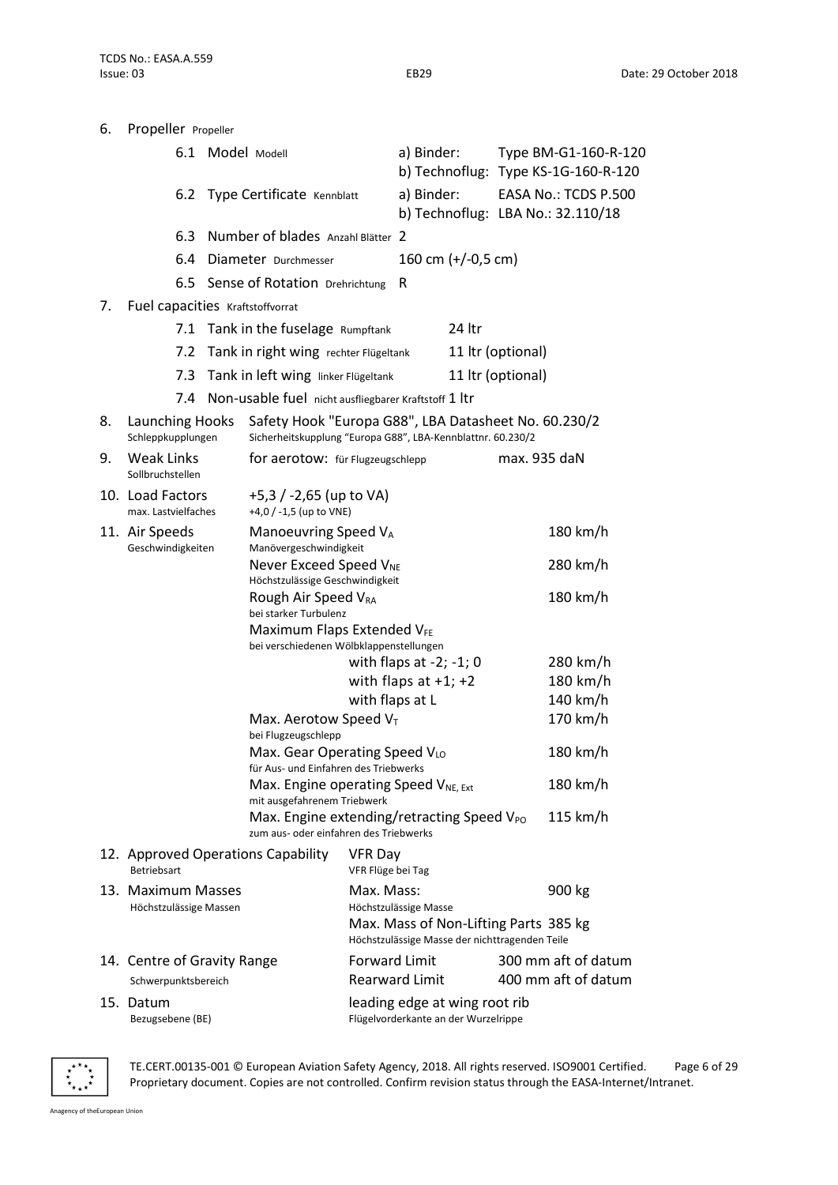6. **Propeller** Propeller

6.1 Model Modell — a) Binder: Type BM-G1-160-R-120
b) Technoflug: Type KS-1G-160-R-120

6.2 Type Certificate Kennblatt — a) Binder: EASA No.: TCDS P.500
b) Technoflug: LBA No.: 32.110/18

6.3 Number of blades Anzahl Blätter — 2

6.4 Diameter Durchmesser — 160 cm (+/-0,5 cm)

6.5 Sense of Rotation Drehrichtung — R

7. **Fuel capacities** Kraftstoffvorrat

7.1 Tank in the fuselage Rumpftank — 24 ltr

7.2 Tank in right wing rechter Flügeltank — 11 ltr (optional)

7.3 Tank in left wing linker Flügeltank — 11 ltr (optional)

7.4 Non-usable fuel nicht ausfliegbarer Kraftstoff — 1 ltr

8. **Launching Hooks** Schleppkupplungen — Safety Hook "Europa G88", LBA Datasheet No. 60.230/2
Sicherheitskupplung "Europa G88", LBA-Kennblattnr. 60.230/2

9. **Weak Links** Sollbruchstellen — for aerotow: für Flugzeugschlepp — max. 935 daN

10. **Load Factors** max. Lastvielfaches — +5,3 / -2,65 (up to VA)
+4,0 / -1,5 (up to VNE)

11. **Air Speeds** Geschwindigkeiten

| | |
|---|---|
| Manoeuvring Speed $V_A$ Manövergeschwindigkeit | 180 km/h |
| Never Exceed Speed $V_{NE}$ Höchstzulässige Geschwindigkeit | 280 km/h |
| Rough Air Speed $V_{RA}$ bei starker Turbulenz | 180 km/h |
| Maximum Flaps Extended $V_{FE}$ bei verschiedenen Wölbklappenstellungen | |
| with flaps at -2; -1; 0 | 280 km/h |
| with flaps at +1; +2 | 180 km/h |
| with flaps at L | 140 km/h |
| Max. Aerotow Speed $V_T$ bei Flugzeugschlepp | 170 km/h |
| Max. Gear Operating Speed $V_{LO}$ für Aus- und Einfahren des Triebwerks | 180 km/h |
| Max. Engine operating Speed $V_{NE,\,Ext}$ mit ausgefahrenem Triebwerk | 180 km/h |
| Max. Engine extending/retracting Speed $V_{PO}$ zum aus- oder einfahren des Triebwerks | 115 km/h |

12. **Approved Operations Capability** Betriebsart — VFR Day
VFR Flüge bei Tag

13. **Maximum Masses** Höchstzulässige Massen — Max. Mass: Höchstzulässige Masse — 900 kg
Max. Mass of Non-Lifting Parts 385 kg
Höchstzulässige Masse der nichttragenden Teile

14. **Centre of Gravity Range** Schwerpunktsbereich — Forward Limit: 300 mm aft of datum
Rearward Limit: 400 mm aft of datum

15. **Datum** Bezugsebene (BE) — leading edge at wing root rib
Flügelvorderkante an der Wurzelrippe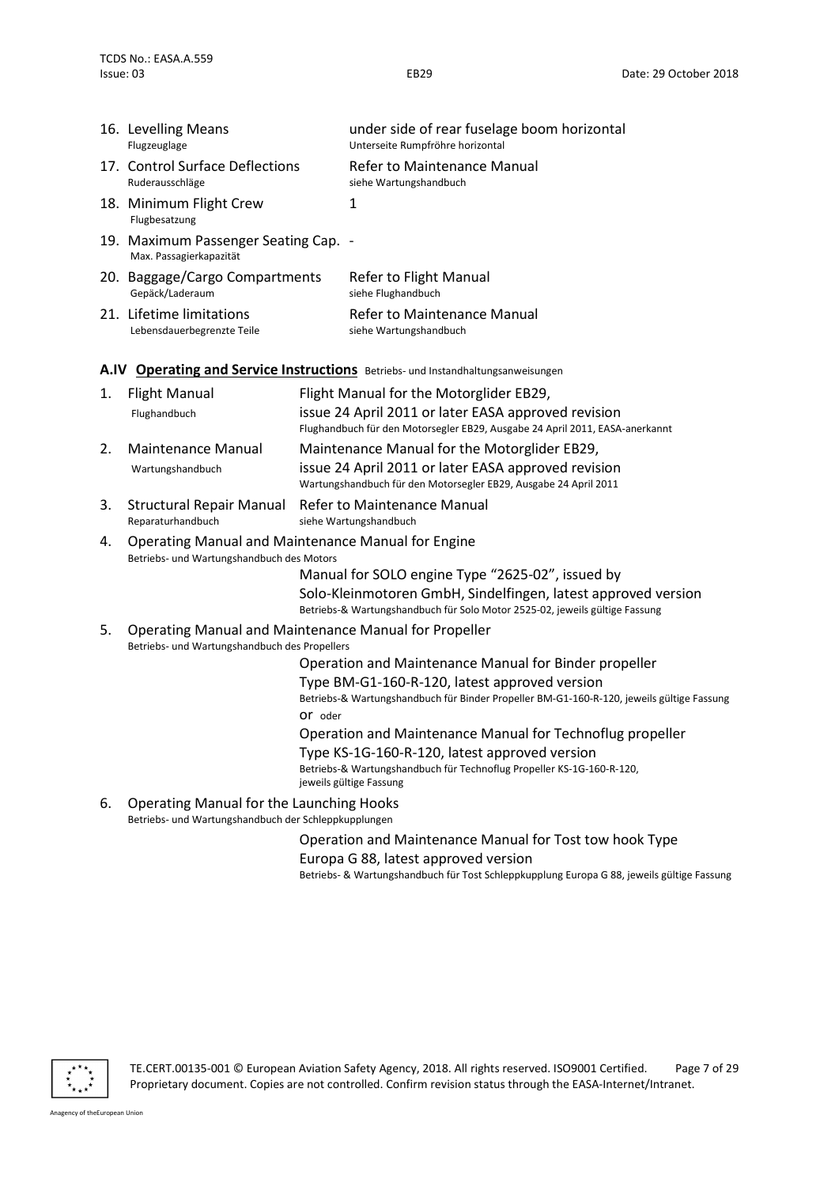| | | |
|---|---|---|
| 16. | Levelling Means<br>Flugzeuglage | under side of rear fuselage boom horizontal<br>Unterseite Rumpfröhre horizontal |
| 17. | Control Surface Deflections<br>Ruderausschläge | Refer to Maintenance Manual<br>siehe Wartungshandbuch |
| 18. | Minimum Flight Crew<br>Flugbesatzung | 1 |
| 19. | Maximum Passenger Seating Cap.<br>Max. Passagierkapazität | - |
| 20. | Baggage/Cargo Compartments<br>Gepäck/Laderaum | Refer to Flight Manual<br>siehe Flughandbuch |
| 21. | Lifetime limitations<br>Lebensdauerbegrenzte Teile | Refer to Maintenance Manual<br>siehe Wartungshandbuch |

## A.IV Operating and Service Instructions Betriebs- und Instandhaltungsanweisungen

1. **Flight Manual** Flughandbuch
   Flight Manual for the Motorglider EB29,
   issue 24 April 2011 or later EASA approved revision
   Flughandbuch für den Motorsegler EB29, Ausgabe 24 April 2011, EASA-anerkannt

2. **Maintenance Manual** Wartungshandbuch
   Maintenance Manual for the Motorglider EB29,
   issue 24 April 2011 or later EASA approved revision
   Wartungshandbuch für den Motorsegler EB29, Ausgabe 24 April 2011

3. **Structural Repair Manual** Reparaturhandbuch
   Refer to Maintenance Manual
   siehe Wartungshandbuch

4. **Operating Manual and Maintenance Manual for Engine**
   Betriebs- und Wartungshandbuch des Motors
   Manual for SOLO engine Type "2625-02", issued by
   Solo-Kleinmotoren GmbH, Sindelfingen, latest approved version
   Betriebs-& Wartungshandbuch für Solo Motor 2525-02, jeweils gültige Fassung

5. **Operating Manual and Maintenance Manual for Propeller**
   Betriebs- und Wartungshandbuch des Propellers
   Operation and Maintenance Manual for Binder propeller
   Type BM-G1-160-R-120, latest approved version
   Betriebs-& Wartungshandbuch für Binder Propeller BM-G1-160-R-120, jeweils gültige Fassung
   or oder
   Operation and Maintenance Manual for Technoflug propeller
   Type KS-1G-160-R-120, latest approved version
   Betriebs-& Wartungshandbuch für Technoflug Propeller KS-1G-160-R-120, jeweils gültige Fassung

6. **Operating Manual for the Launching Hooks**
   Betriebs- und Wartungshandbuch der Schleppkupplungen
   Operation and Maintenance Manual for Tost tow hook Type
   Europa G 88, latest approved version
   Betriebs- & Wartungshandbuch für Tost Schleppkupplung Europa G 88, jeweils gültige Fassung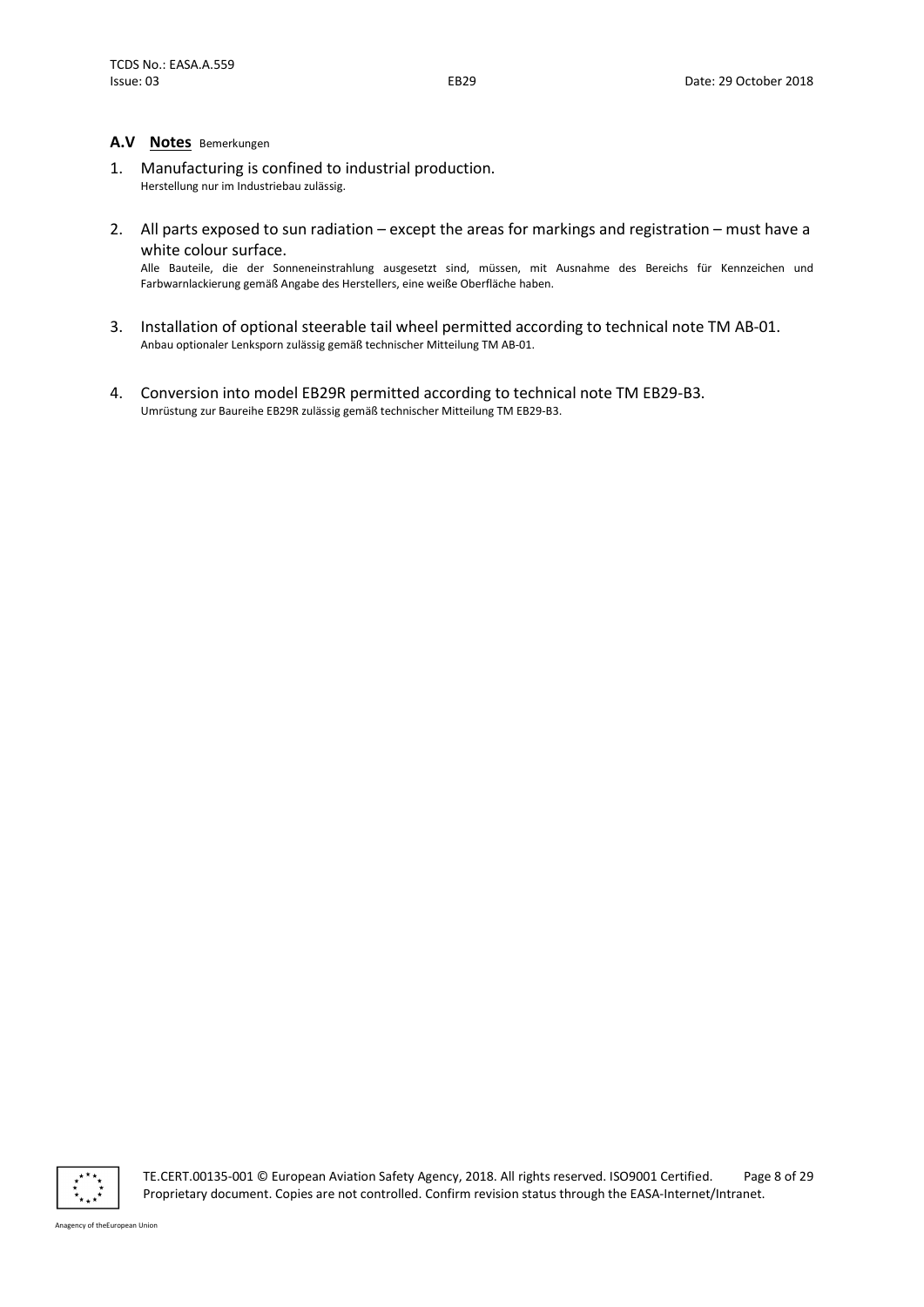### A.V **Notes** Bemerkungen

1. Manufacturing is confined to industrial production.
   Herstellung nur im Industriebau zulässig.

2. All parts exposed to sun radiation – except the areas for markings and registration – must have a white colour surface.
   Alle Bauteile, die der Sonneneinstrahlung ausgesetzt sind, müssen, mit Ausnahme des Bereichs für Kennzeichen und Farbwarnlackierung gemäß Angabe des Herstellers, eine weiße Oberfläche haben.

3. Installation of optional steerable tail wheel permitted according to technical note TM AB-01.
   Anbau optionaler Lenksporn zulässig gemäß technischer Mitteilung TM AB-01.

4. Conversion into model EB29R permitted according to technical note TM EB29-B3.
   Umrüstung zur Baureihe EB29R zulässig gemäß technischer Mitteilung TM EB29-B3.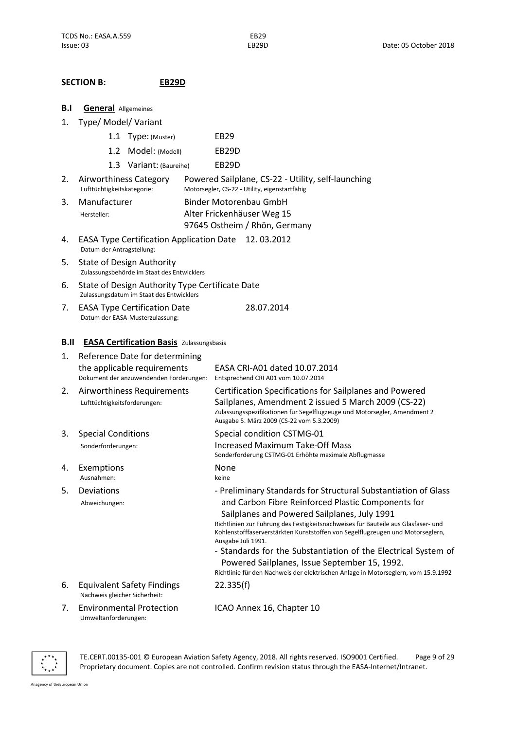## SECTION B: EB29D

### B.I General Allgemeines

1. Type/ Model/ Variant
   - 1.1 Type: (Muster) EB29
   - 1.2 Model: (Modell) EB29D
   - 1.3 Variant: (Baureihe) EB29D

2. Airworthiness Category
   Lufttüchtigkeitskategorie:
   Powered Sailplane, CS-22 - Utility, self-launching
   Motorsegler, CS-22 - Utility, eigenstartfähig

3. Manufacturer
   Hersteller:
   Binder Motorenbau GmbH
   Alter Frickenhäuser Weg 15
   97645 Ostheim / Rhön, Germany

4. EASA Type Certification Application Date 12. 03.2012
   Datum der Antragstellung:

5. State of Design Authority
   Zulassungsbehörde im Staat des Entwicklers

6. State of Design Authority Type Certificate Date
   Zulassungsdatum im Staat des Entwicklers

7. EASA Type Certification Date 28.07.2014
   Datum der EASA-Musterzulassung:

### B.II EASA Certification Basis Zulassungsbasis

1. Reference Date for determining the applicable requirements
   Dokument der anzuwendenden Forderungen:
   EASA CRI-A01 dated 10.07.2014
   Entsprechend CRI A01 vom 10.07.2014

2. Airworthiness Requirements
   Lufttüchtigkeitsforderungen:
   Certification Specifications for Sailplanes and Powered Sailplanes, Amendment 2 issued 5 March 2009 (CS-22)
   Zulassungsspezifikationen für Segelflugzeuge und Motorsegler, Amendment 2 Ausgabe 5. März 2009 (CS-22 vom 5.3.2009)

3. Special Conditions
   Sonderforderungen:
   Special condition CSTMG-01
   Increased Maximum Take-Off Mass
   Sonderforderung CSTMG-01 Erhöhte maximale Abflugmasse

4. Exemptions
   Ausnahmen:
   None
   keine

5. Deviations
   Abweichungen:
   - Preliminary Standards for Structural Substantiation of Glass and Carbon Fibre Reinforced Plastic Components for Sailplanes and Powered Sailplanes, July 1991
     Richtlinien zur Führung des Festigkeitsnachweises für Bauteile aus Glasfaser- und Kohlenstofffaserverstärkten Kunststoffen von Segelflugzeugen und Motorseglern, Ausgabe Juli 1991.
   - Standards for the Substantiation of the Electrical System of Powered Sailplanes, Issue September 15, 1992.
     Richtlinie für den Nachweis der elektrischen Anlage in Motorseglern, vom 15.9.1992

6. Equivalent Safety Findings
   Nachweis gleicher Sicherheit:
   22.335(f)

7. Environmental Protection
   Umweltanforderungen:
   ICAO Annex 16, Chapter 10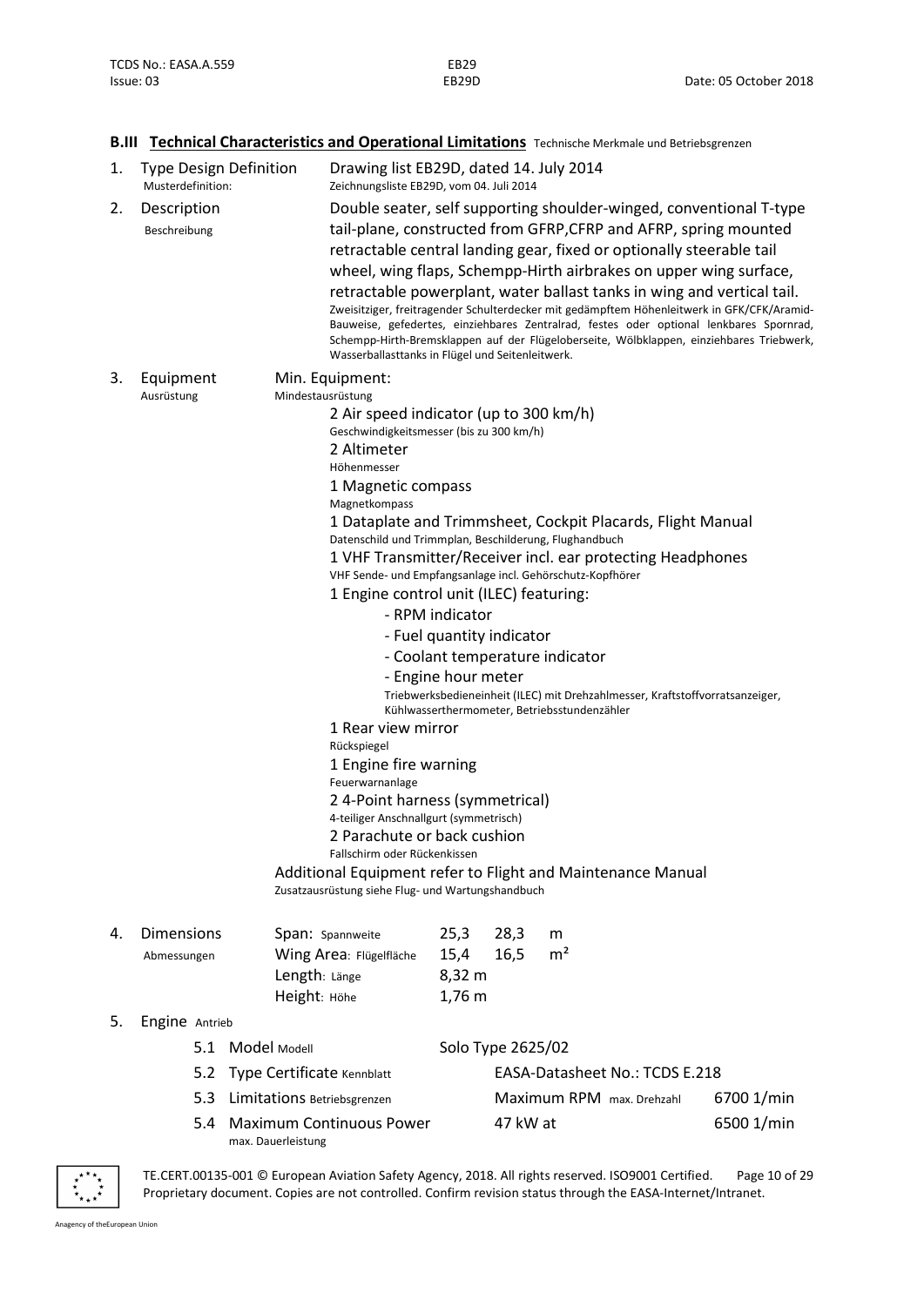## B.III Technical Characteristics and Operational Limitations Technische Merkmale und Betriebsgrenzen

1. **Type Design Definition** Musterdefinition:

   Drawing list EB29D, dated 14. July 2014
   Zeichnungsliste EB29D, vom 04. Juli 2014

2. **Description** Beschreibung

   Double seater, self supporting shoulder-winged, conventional T-type tail-plane, constructed from GFRP,CFRP and AFRP, spring mounted retractable central landing gear, fixed or optionally steerable tail wheel, wing flaps, Schempp-Hirth airbrakes on upper wing surface, retractable powerplant, water ballast tanks in wing and vertical tail.
   Zweisitziger, freitragender Schulterdecker mit gedämpftem Höhenleitwerk in GFK/CFK/Aramid-Bauweise, gefedertes, einziehbares Zentralrad, festes oder optional lenkbares Spornrad, Schempp-Hirth-Bremsklappen auf der Flügeloberseite, Wölbklappen, einziehbares Triebwerk, Wasserballasttanks in Flügel und Seitenleitwerk.

3. **Equipment** Ausrüstung

   Min. Equipment:
   Mindestausrüstung

   - 2 Air speed indicator (up to 300 km/h)
     Geschwindigkeitsmesser (bis zu 300 km/h)
   - 2 Altimeter
     Höhenmesser
   - 1 Magnetic compass
     Magnetkompass
   - 1 Dataplate and Trimmsheet, Cockpit Placards, Flight Manual
     Datenschild und Trimmplan, Beschilderung, Flughandbuch
   - 1 VHF Transmitter/Receiver incl. ear protecting Headphones
     VHF Sende- und Empfangsanlage incl. Gehörschutz-Kopfhörer
   - 1 Engine control unit (ILEC) featuring:
     - RPM indicator
     - Fuel quantity indicator
     - Coolant temperature indicator
     - Engine hour meter

     Triebwerksbedieneinheit (ILEC) mit Drehzahlmesser, Kraftstoffvorratsanzeiger, Kühlwasserthermometer, Betriebsstundenzähler
   - 1 Rear view mirror
     Rückspiegel
   - 1 Engine fire warning
     Feuerwarnanlage
   - 2 4-Point harness (symmetrical)
     4-teiliger Anschnallgurt (symmetrisch)
   - 2 Parachute or back cushion
     Fallschirm oder Rückenkissen

   Additional Equipment refer to Flight and Maintenance Manual
   Zusatzausrüstung siehe Flug- und Wartungshandbuch

4. **Dimensions** Abmessungen

| | | | |
|---|---|---|---|
| Span: Spannweite | 25,3 | 28,3 | m |
| Wing Area: Flügelfläche | 15,4 | 16,5 | m² |
| Length: Länge | 8,32 m | | |
| Height: Höhe | 1,76 m | | |

5. **Engine** Antrieb

| | | | |
|---|---|---|---|
| 5.1 Model Modell | Solo Type 2625/02 | | |
| 5.2 Type Certificate Kennblatt | | EASA-Datasheet No.: TCDS E.218 | |
| 5.3 Limitations Betriebsgrenzen | | Maximum RPM max. Drehzahl | 6700 1/min |
| 5.4 Maximum Continuous Power max. Dauerleistung | | 47 kW at | 6500 1/min |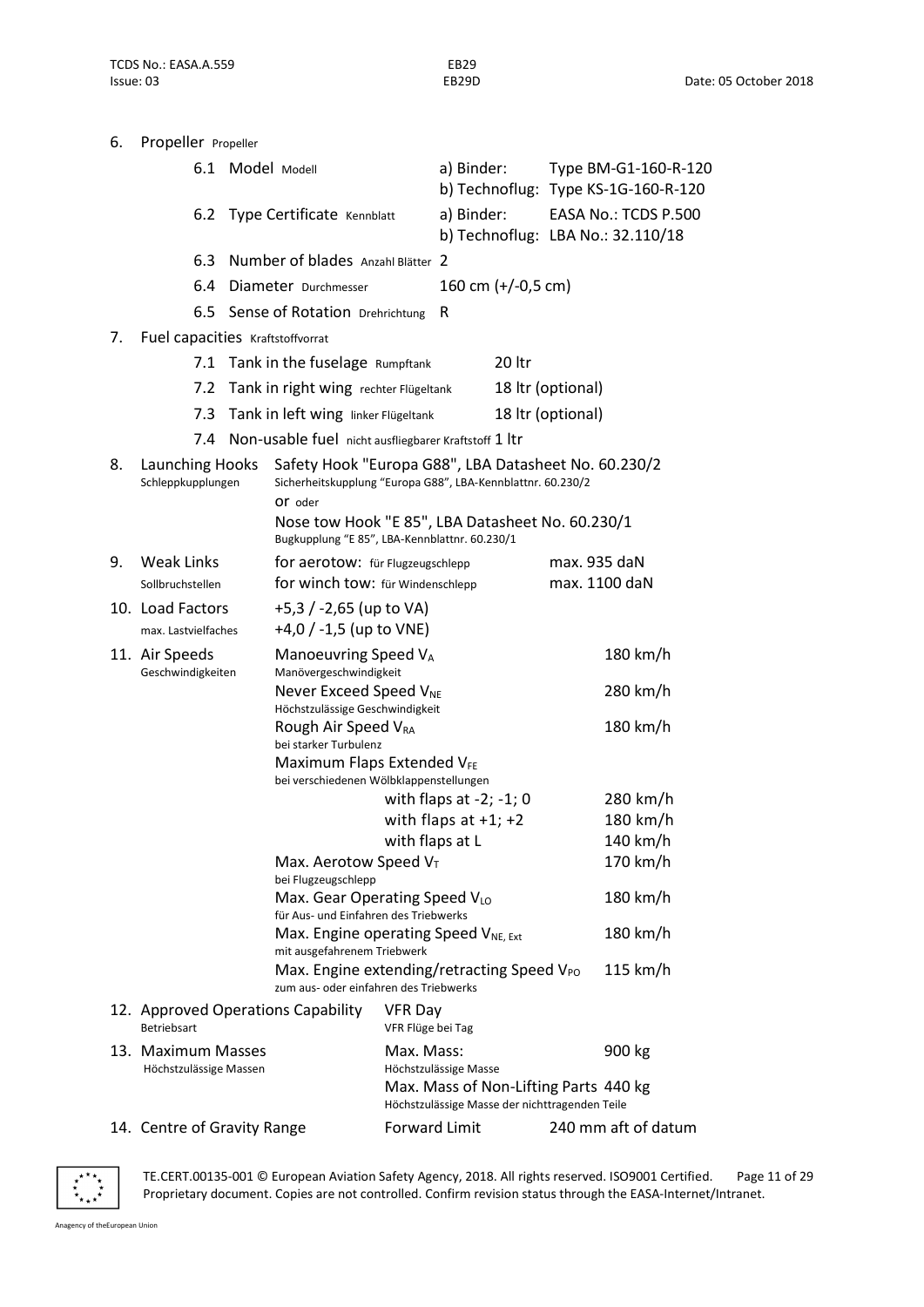6. Propeller Propeller

| | | |
|---|---|---|
| 6.1 Model Modell | a) Binder: | Type BM-G1-160-R-120 |
| | b) Technoflug: | Type KS-1G-160-R-120 |
| 6.2 Type Certificate Kennblatt | a) Binder: | EASA No.: TCDS P.500 |
| | b) Technoflug: | LBA No.: 32.110/18 |
| 6.3 Number of blades Anzahl Blätter | 2 | |
| 6.4 Diameter Durchmesser | 160 cm (+/-0,5 cm) | |
| 6.5 Sense of Rotation Drehrichtung | R | |

7. Fuel capacities Kraftstoffvorrat

| | |
|---|---|
| 7.1 Tank in the fuselage Rumpftank | 20 ltr |
| 7.2 Tank in right wing rechter Flügeltank | 18 ltr (optional) |
| 7.3 Tank in left wing linker Flügeltank | 18 ltr (optional) |
| 7.4 Non-usable fuel nicht ausfliegbarer Kraftstoff | 1 ltr |

8. Launching Hooks Schleppkupplungen
   Safety Hook "Europa G88", LBA Datasheet No. 60.230/2
   Sicherheitskupplung "Europa G88", LBA-Kennblattnr. 60.230/2
   or oder
   Nose tow Hook "E 85", LBA Datasheet No. 60.230/1
   Bugkupplung "E 85", LBA-Kennblattnr. 60.230/1

9. Weak Links Sollbruchstellen

| | |
|---|---|
| for aerotow: für Flugzeugschlepp | max. 935 daN |
| for winch tow: für Windenschlepp | max. 1100 daN |

10. Load Factors max. Lastvielfaches
    +5,3 / -2,65 (up to VA)
    +4,0 / -1,5 (up to VNE)

11. Air Speeds Geschwindigkeiten

| | |
|---|---|
| Manoeuvring Speed $V_A$ Manövergeschwindigkeit | 180 km/h |
| Never Exceed Speed $V_{NE}$ Höchstzulässige Geschwindigkeit | 280 km/h |
| Rough Air Speed $V_{RA}$ bei starker Turbulenz | 180 km/h |
| Maximum Flaps Extended $V_{FE}$ bei verschiedenen Wölbklappenstellungen | |
| with flaps at -2; -1; 0 | 280 km/h |
| with flaps at +1; +2 | 180 km/h |
| with flaps at L | 140 km/h |
| Max. Aerotow Speed $V_T$ bei Flugzeugschlepp | 170 km/h |
| Max. Gear Operating Speed $V_{LO}$ für Aus- und Einfahren des Triebwerks | 180 km/h |
| Max. Engine operating Speed $V_{NE,\,Ext}$ mit ausgefahrenem Triebwerk | 180 km/h |
| Max. Engine extending/retracting Speed $V_{PO}$ zum aus- oder einfahren des Triebwerks | 115 km/h |

12. Approved Operations Capability Betriebsart
    VFR Day
    VFR Flüge bei Tag

13. Maximum Masses Höchstzulässige Massen

| | |
|---|---|
| Max. Mass: Höchstzulässige Masse | 900 kg |
| Max. Mass of Non-Lifting Parts Höchstzulässige Masse der nichttragenden Teile | 440 kg |

14. Centre of Gravity Range

| | |
|---|---|
| Forward Limit | 240 mm aft of datum |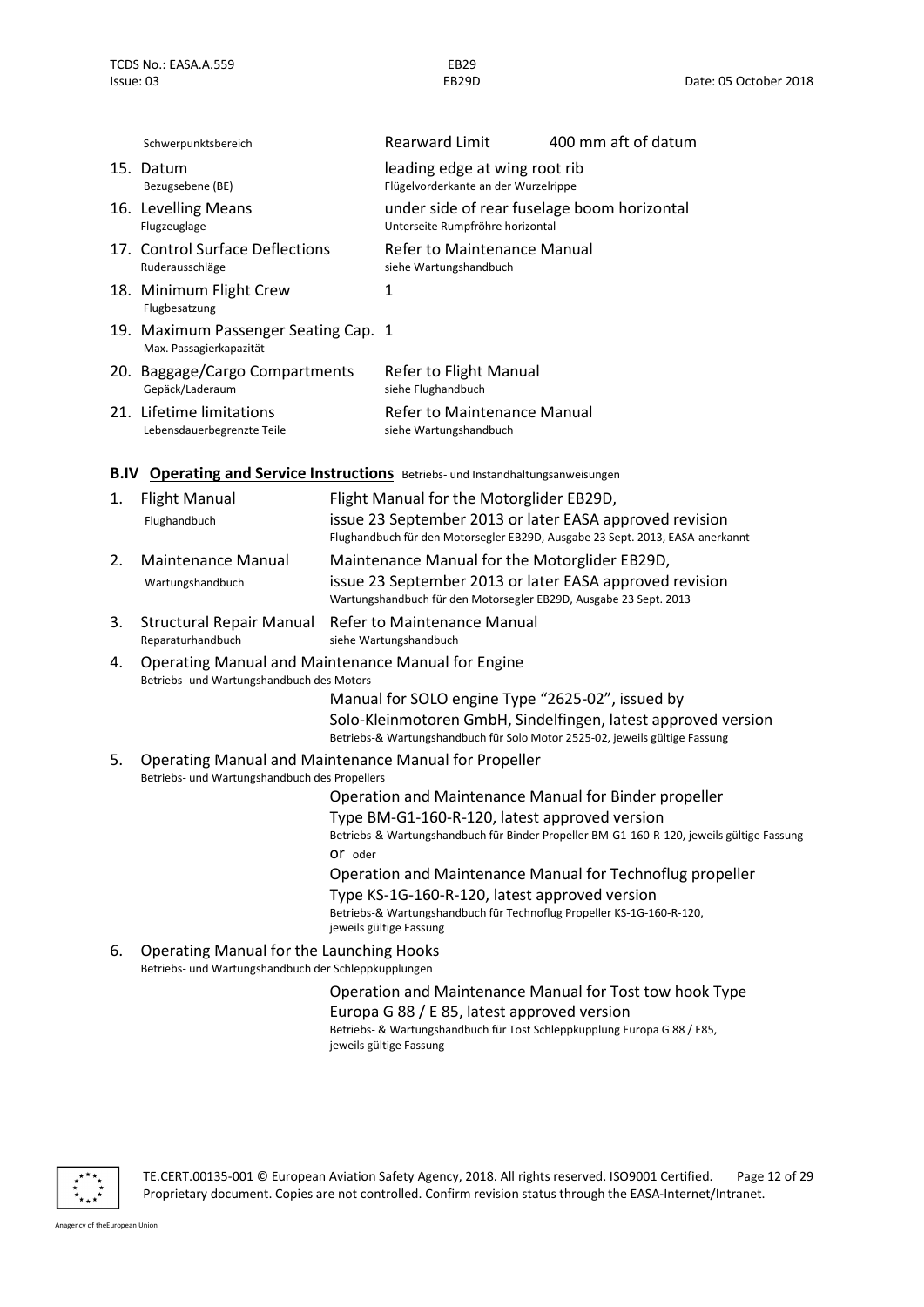| | | | |
|---|---|---|---|
| | Schwerpunktsbereich | Rearward Limit | 400 mm aft of datum |
| 15. | Datum<br>Bezugsebene (BE) | leading edge at wing root rib<br>Flügelvorderkante an der Wurzelrippe | |
| 16. | Levelling Means<br>Flugzeuglage | under side of rear fuselage boom horizontal<br>Unterseite Rumpfröhre horizontal | |
| 17. | Control Surface Deflections<br>Ruderausschläge | Refer to Maintenance Manual<br>siehe Wartungshandbuch | |
| 18. | Minimum Flight Crew<br>Flugbesatzung | 1 | |
| 19. | Maximum Passenger Seating Cap.<br>Max. Passagierkapazität | 1 | |
| 20. | Baggage/Cargo Compartments<br>Gepäck/Laderaum | Refer to Flight Manual<br>siehe Flughandbuch | |
| 21. | Lifetime limitations<br>Lebensdauerbegrenzte Teile | Refer to Maintenance Manual<br>siehe Wartungshandbuch | |

## B.IV Operating and Service Instructions Betriebs- und Instandhaltungsanweisungen

1. **Flight Manual** — Flughandbuch
   Flight Manual for the Motorglider EB29D, issue 23 September 2013 or later EASA approved revision
   Flughandbuch für den Motorsegler EB29D, Ausgabe 23 Sept. 2013, EASA-anerkannt

2. **Maintenance Manual** — Wartungshandbuch
   Maintenance Manual for the Motorglider EB29D, issue 23 September 2013 or later EASA approved revision
   Wartungshandbuch für den Motorsegler EB29D, Ausgabe 23 Sept. 2013

3. **Structural Repair Manual** — Reparaturhandbuch
   Refer to Maintenance Manual
   siehe Wartungshandbuch

4. **Operating Manual and Maintenance Manual for Engine**
   Betriebs- und Wartungshandbuch des Motors
   Manual for SOLO engine Type "2625-02", issued by Solo-Kleinmotoren GmbH, Sindelfingen, latest approved version
   Betriebs-& Wartungshandbuch für Solo Motor 2525-02, jeweils gültige Fassung

5. **Operating Manual and Maintenance Manual for Propeller**
   Betriebs- und Wartungshandbuch des Propellers
   Operation and Maintenance Manual for Binder propeller Type BM-G1-160-R-120, latest approved version
   Betriebs-& Wartungshandbuch für Binder Propeller BM-G1-160-R-120, jeweils gültige Fassung
   or oder
   Operation and Maintenance Manual for Technoflug propeller Type KS-1G-160-R-120, latest approved version
   Betriebs-& Wartungshandbuch für Technoflug Propeller KS-1G-160-R-120, jeweils gültige Fassung

6. **Operating Manual for the Launching Hooks**
   Betriebs- und Wartungshandbuch der Schleppkupplungen
   Operation and Maintenance Manual for Tost tow hook Type Europa G 88 / E 85, latest approved version
   Betriebs- & Wartungshandbuch für Tost Schleppkupplung Europa G 88 / E85, jeweils gültige Fassung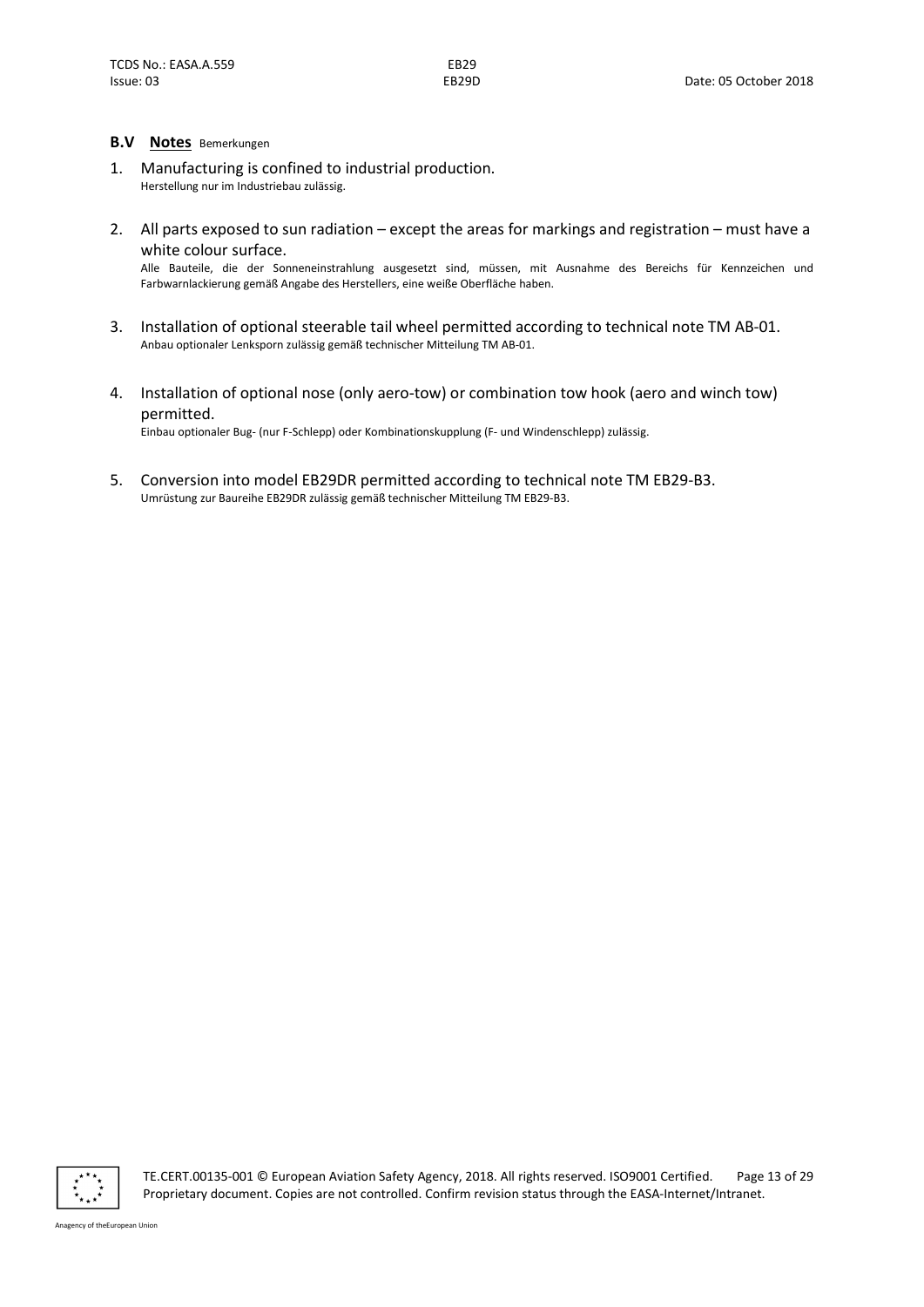## B.V **Notes** Bemerkungen

1. Manufacturing is confined to industrial production.
   Herstellung nur im Industriebau zulässig.

2. All parts exposed to sun radiation – except the areas for markings and registration – must have a white colour surface.
   Alle Bauteile, die der Sonneneinstrahlung ausgesetzt sind, müssen, mit Ausnahme des Bereichs für Kennzeichen und Farbwarnlackierung gemäß Angabe des Herstellers, eine weiße Oberfläche haben.

3. Installation of optional steerable tail wheel permitted according to technical note TM AB-01.
   Anbau optionaler Lenksporn zulässig gemäß technischer Mitteilung TM AB-01.

4. Installation of optional nose (only aero-tow) or combination tow hook (aero and winch tow) permitted.
   Einbau optionaler Bug- (nur F-Schlepp) oder Kombinationskupplung (F- und Windenschlepp) zulässig.

5. Conversion into model EB29DR permitted according to technical note TM EB29-B3.
   Umrüstung zur Baureihe EB29DR zulässig gemäß technischer Mitteilung TM EB29-B3.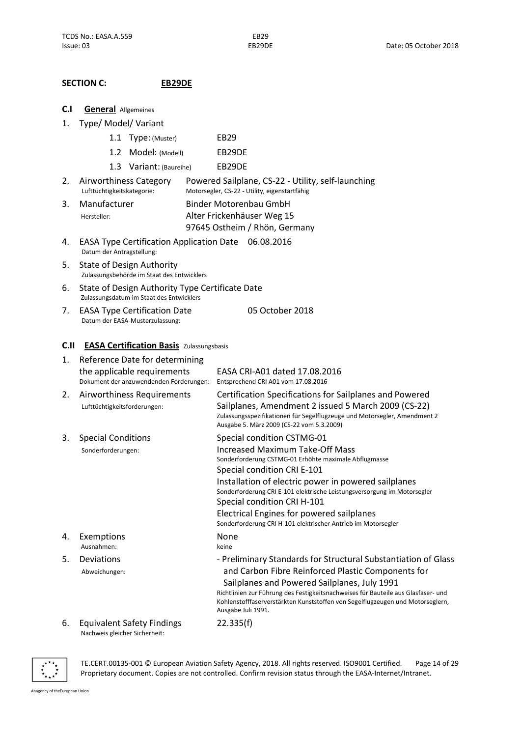## SECTION C: EB29DE

### C.I General Allgemeines

1. Type/ Model/ Variant
   - 1.1 Type: (Muster) EB29
   - 1.2 Model: (Modell) EB29DE
   - 1.3 Variant: (Baureihe) EB29DE

| | | |
|---|---|---|
| 2. | Airworthiness Category<br>Lufttüchtigkeitskategorie: | Powered Sailplane, CS-22 - Utility, self-launching<br>Motorsegler, CS-22 - Utility, eigenstartfähig |
| 3. | Manufacturer<br>Hersteller: | Binder Motorenbau GmbH<br>Alter Frickenhäuser Weg 15<br>97645 Ostheim / Rhön, Germany |
| 4. | EASA Type Certification Application Date<br>Datum der Antragstellung: | 06.08.2016 |
| 5. | State of Design Authority<br>Zulassungsbehörde im Staat des Entwicklers | |
| 6. | State of Design Authority Type Certificate Date<br>Zulassungsdatum im Staat des Entwicklers | |
| 7. | EASA Type Certification Date<br>Datum der EASA-Musterzulassung: | 05 October 2018 |

### C.II EASA Certification Basis Zulassungsbasis

| | | |
|---|---|---|
| 1. | Reference Date for determining the applicable requirements<br>Dokument der anzuwendenden Forderungen: | EASA CRI-A01 dated 17.08.2016<br>Entsprechend CRI A01 vom 17.08.2016 |
| 2. | Airworthiness Requirements<br>Lufttüchtigkeitsforderungen: | Certification Specifications for Sailplanes and Powered Sailplanes, Amendment 2 issued 5 March 2009 (CS-22)<br>Zulassungsspezifikationen für Segelflugzeuge und Motorsegler, Amendment 2 Ausgabe 5. März 2009 (CS-22 vom 5.3.2009) |
| 3. | Special Conditions<br>Sonderforderungen: | Special condition CSTMG-01<br>Increased Maximum Take-Off Mass<br>Sonderforderung CSTMG-01 Erhöhte maximale Abflugmasse<br>Special condition CRI E-101<br>Installation of electric power in powered sailplanes<br>Sonderforderung CRI E-101 elektrische Leistungsversorgung im Motorsegler<br>Special condition CRI H-101<br>Electrical Engines for powered sailplanes<br>Sonderforderung CRI H-101 elektrischer Antrieb im Motorsegler |
| 4. | Exemptions<br>Ausnahmen: | None<br>keine |
| 5. | Deviations<br>Abweichungen: | - Preliminary Standards for Structural Substantiation of Glass and Carbon Fibre Reinforced Plastic Components for Sailplanes and Powered Sailplanes, July 1991<br>Richtlinien zur Führung des Festigkeitsnachweises für Bauteile aus Glasfaser- und Kohlenstofffaserverstärkten Kunststoffen von Segelflugzeugen und Motorseglern, Ausgabe Juli 1991. |
| 6. | Equivalent Safety Findings<br>Nachweis gleicher Sicherheit: | 22.335(f) |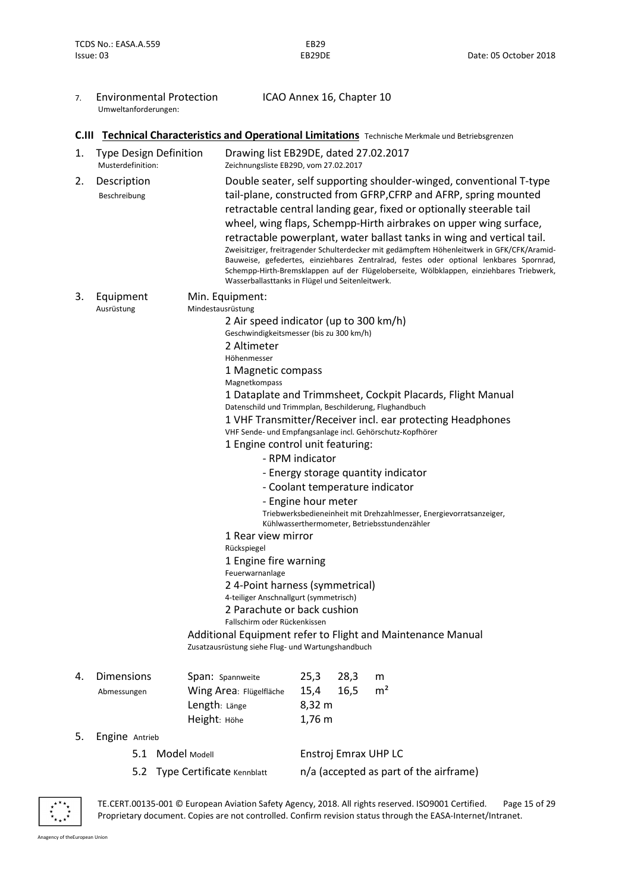7. Environmental Protection  
Umweltanforderungen:  
ICAO Annex 16, Chapter 10

## C.III Technical Characteristics and Operational Limitations Technische Merkmale und Betriebsgrenzen

1. Type Design Definition  
Musterdefinition:  
Drawing list EB29DE, dated 27.02.2017  
Zeichnungsliste EB29D, vom 27.02.2017

2. Description  
Beschreibung  
Double seater, self supporting shoulder-winged, conventional T-type tail-plane, constructed from GFRP,CFRP and AFRP, spring mounted retractable central landing gear, fixed or optionally steerable tail wheel, wing flaps, Schempp-Hirth airbrakes on upper wing surface, retractable powerplant, water ballast tanks in wing and vertical tail.  
Zweisitziger, freitragender Schulterdecker mit gedämpftem Höhenleitwerk in GFK/CFK/Aramid-Bauweise, gefedertes, einziehbares Zentralrad, festes oder optional lenkbares Spornrad, Schempp-Hirth-Bremsklappen auf der Flügeloberseite, Wölbklappen, einziehbares Triebwerk, Wasserballasttanks in Flügel und Seitenleitwerk.

3. Equipment  
Ausrüstung  
Min. Equipment:  
Mindestausrüstung  
   - 2 Air speed indicator (up to 300 km/h)  
     Geschwindigkeitsmesser (bis zu 300 km/h)
   - 2 Altimeter  
     Höhenmesser
   - 1 Magnetic compass  
     Magnetkompass
   - 1 Dataplate and Trimmsheet, Cockpit Placards, Flight Manual  
     Datenschild und Trimmplan, Beschilderung, Flughandbuch
   - 1 VHF Transmitter/Receiver incl. ear protecting Headphones  
     VHF Sende- und Empfangsanlage incl. Gehörschutz-Kopfhörer
   - 1 Engine control unit featuring:
     - RPM indicator
     - Energy storage quantity indicator
     - Coolant temperature indicator
     - Engine hour meter
     
     Triebwerksbedieneinheit mit Drehzahlmesser, Energievorratsanzeiger, Kühlwasserthermometer, Betriebsstundenzähler
   - 1 Rear view mirror  
     Rückspiegel
   - 1 Engine fire warning  
     Feuerwarnanlage
   - 2 4-Point harness (symmetrical)  
     4-teiliger Anschnallgurt (symmetrisch)
   - 2 Parachute or back cushion  
     Fallschirm oder Rückenkissen

   Additional Equipment refer to Flight and Maintenance Manual  
   Zusatzausrüstung siehe Flug- und Wartungshandbuch

4. Dimensions  
Abmessungen

| | | | |
|---|---|---|---|
| Span: Spannweite | 25,3 | 28,3 | m |
| Wing Area: Flügelfläche | 15,4 | 16,5 | m² |
| Length: Länge | 8,32 m | | |
| Height: Höhe | 1,76 m | | |

5. Engine Antrieb
   - 5.1 Model Modell — Enstroj Emrax UHP LC
   - 5.2 Type Certificate Kennblatt — n/a (accepted as part of the airframe)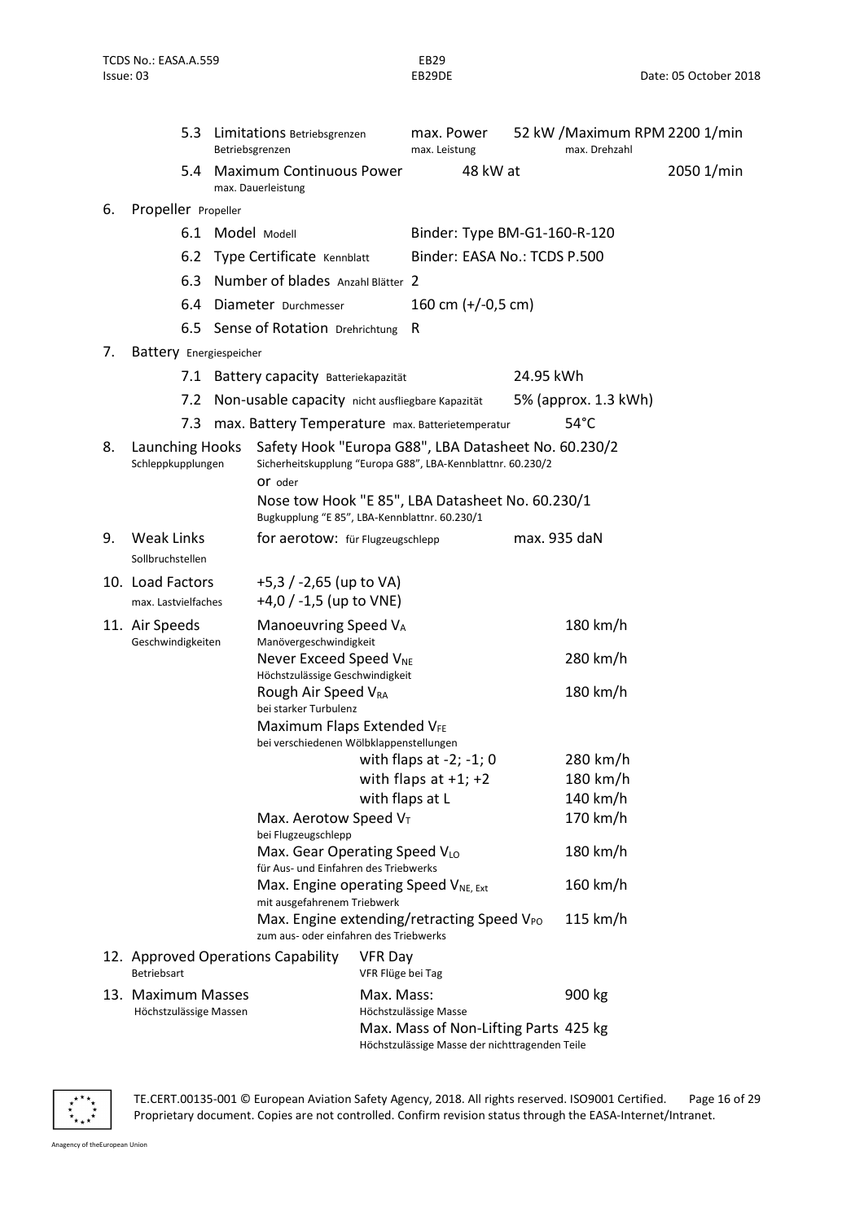5.3 Limitations Betriebsgrenzen — max. Power / max. Leistung: 52 kW / Maximum RPM / max. Drehzahl: 2200 1/min

5.4 Maximum Continuous Power / max. Dauerleistung: 48 kW at 2050 1/min

6. Propeller Propeller

| | | |
|---|---|---|
| 6.1 | Model Modell | Binder: Type BM-G1-160-R-120 |
| 6.2 | Type Certificate Kennblatt | Binder: EASA No.: TCDS P.500 |
| 6.3 | Number of blades Anzahl Blätter | 2 |
| 6.4 | Diameter Durchmesser | 160 cm (+/-0,5 cm) |
| 6.5 | Sense of Rotation Drehrichtung | R |

7. Battery Energiespeicher

| | | |
|---|---|---|
| 7.1 | Battery capacity Batteriekapazität | 24.95 kWh |
| 7.2 | Non-usable capacity nicht ausfliegbare Kapazität | 5% (approx. 1.3 kWh) |
| 7.3 | max. Battery Temperature max. Batterietemperatur | 54°C |

8. Launching Hooks / Schleppkupplungen

Safety Hook "Europa G88", LBA Datasheet No. 60.230/2
Sicherheitskupplung "Europa G88", LBA-Kennblattnr. 60.230/2
or oder
Nose tow Hook "E 85", LBA Datasheet No. 60.230/1
Bugkupplung "E 85", LBA-Kennblattnr. 60.230/1

9. Weak Links / Sollbruchstellen

for aerotow: für Flugzeugschlepp — max. 935 daN

10. Load Factors / max. Lastvielfaches

+5,3 / -2,65 (up to VA)
+4,0 / -1,5 (up to VNE)

11. Air Speeds / Geschwindigkeiten

| | |
|---|---|
| Manoeuvring Speed $V_A$ Manövergeschwindigkeit | 180 km/h |
| Never Exceed Speed $V_{NE}$ Höchstzulässige Geschwindigkeit | 280 km/h |
| Rough Air Speed $V_{RA}$ bei starker Turbulenz | 180 km/h |
| Maximum Flaps Extended $V_{FE}$ bei verschiedenen Wölbklappenstellungen | |
| with flaps at -2; -1; 0 | 280 km/h |
| with flaps at +1; +2 | 180 km/h |
| with flaps at L | 140 km/h |
| Max. Aerotow Speed $V_T$ bei Flugzeugschlepp | 170 km/h |
| Max. Gear Operating Speed $V_{LO}$ für Aus- und Einfahren des Triebwerks | 180 km/h |
| Max. Engine operating Speed $V_{NE, Ext}$ mit ausgefahrenem Triebwerk | 160 km/h |
| Max. Engine extending/retracting Speed $V_{PO}$ zum aus- oder einfahren des Triebwerks | 115 km/h |

12. Approved Operations Capability / Betriebsart: VFR Day / VFR Flüge bei Tag

13. Maximum Masses / Höchstzulässige Massen

| | |
|---|---|
| Max. Mass: Höchstzulässige Masse | 900 kg |
| Max. Mass of Non-Lifting Parts Höchstzulässige Masse der nichttragenden Teile | 425 kg |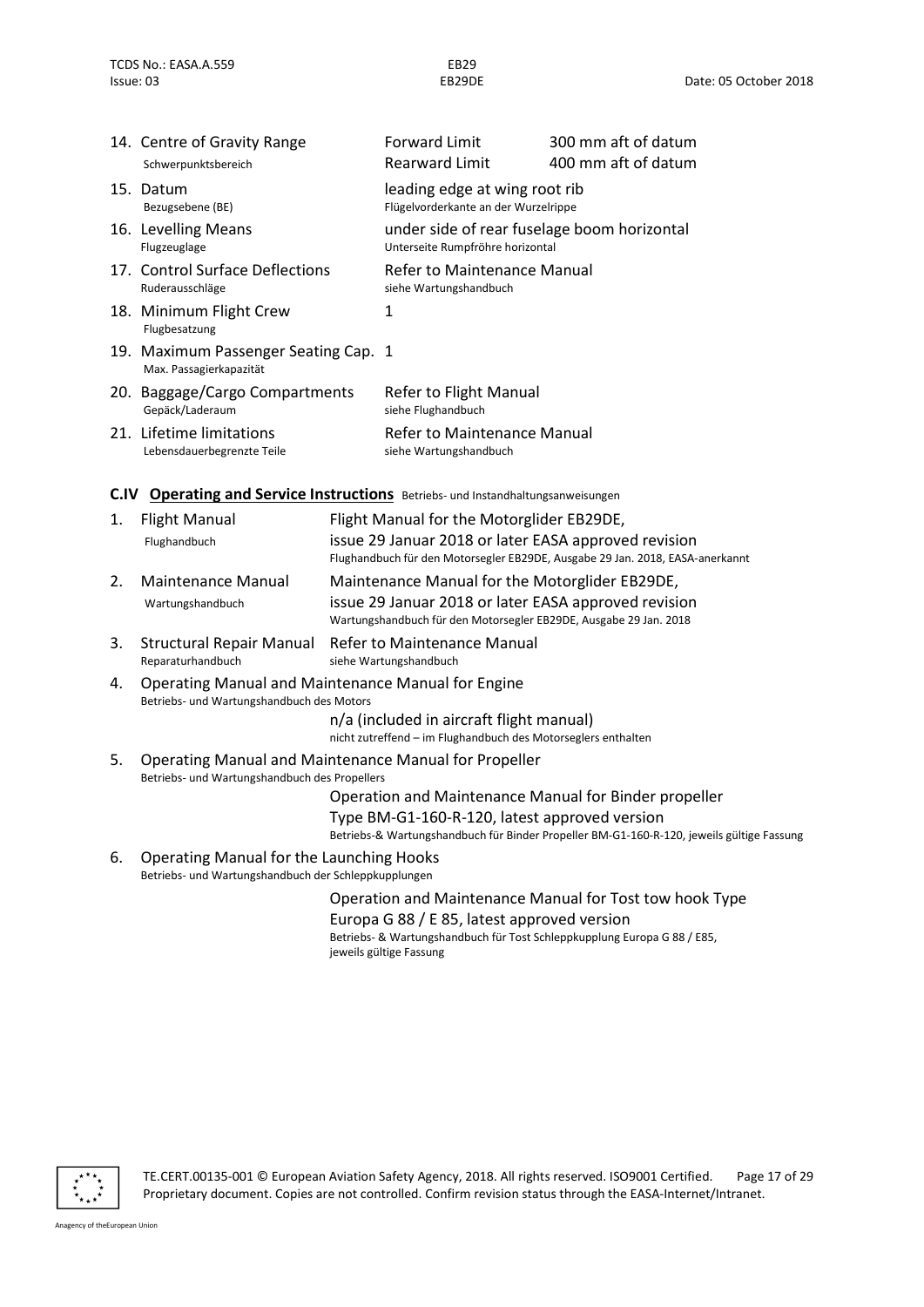| | | |
|---|---|---|
| 14. Centre of Gravity Range<br>Schwerpunktsbereich | Forward Limit<br>Rearward Limit | 300 mm aft of datum<br>400 mm aft of datum |
| 15. Datum<br>Bezugsebene (BE) | leading edge at wing root rib<br>Flügelvorderkante an der Wurzelrippe | |
| 16. Levelling Means<br>Flugzeuglage | under side of rear fuselage boom horizontal<br>Unterseite Rumpfröhre horizontal | |
| 17. Control Surface Deflections<br>Ruderausschläge | Refer to Maintenance Manual<br>siehe Wartungshandbuch | |
| 18. Minimum Flight Crew<br>Flugbesatzung | 1 | |
| 19. Maximum Passenger Seating Cap.<br>Max. Passagierkapazität | 1 | |
| 20. Baggage/Cargo Compartments<br>Gepäck/Laderaum | Refer to Flight Manual<br>siehe Flughandbuch | |
| 21. Lifetime limitations<br>Lebensdauerbegrenzte Teile | Refer to Maintenance Manual<br>siehe Wartungshandbuch | |

## C.IV **Operating and Service Instructions** Betriebs- und Instandhaltungsanweisungen

1. Flight Manual
   Flughandbuch
   Flight Manual for the Motorglider EB29DE,
   issue 29 Januar 2018 or later EASA approved revision
   Flughandbuch für den Motorsegler EB29DE, Ausgabe 29 Jan. 2018, EASA-anerkannt

2. Maintenance Manual
   Wartungshandbuch
   Maintenance Manual for the Motorglider EB29DE,
   issue 29 Januar 2018 or later EASA approved revision
   Wartungshandbuch für den Motorsegler EB29DE, Ausgabe 29 Jan. 2018

3. Structural Repair Manual
   Reparaturhandbuch
   Refer to Maintenance Manual
   siehe Wartungshandbuch

4. Operating Manual and Maintenance Manual for Engine
   Betriebs- und Wartungshandbuch des Motors
   n/a (included in aircraft flight manual)
   nicht zutreffend – im Flughandbuch des Motorseglers enthalten

5. Operating Manual and Maintenance Manual for Propeller
   Betriebs- und Wartungshandbuch des Propellers
   Operation and Maintenance Manual for Binder propeller
   Type BM-G1-160-R-120, latest approved version
   Betriebs-& Wartungshandbuch für Binder Propeller BM-G1-160-R-120, jeweils gültige Fassung

6. Operating Manual for the Launching Hooks
   Betriebs- und Wartungshandbuch der Schleppkupplungen
   Operation and Maintenance Manual for Tost tow hook Type
   Europa G 88 / E 85, latest approved version
   Betriebs- & Wartungshandbuch für Tost Schleppkupplung Europa G 88 / E85,
   jeweils gültige Fassung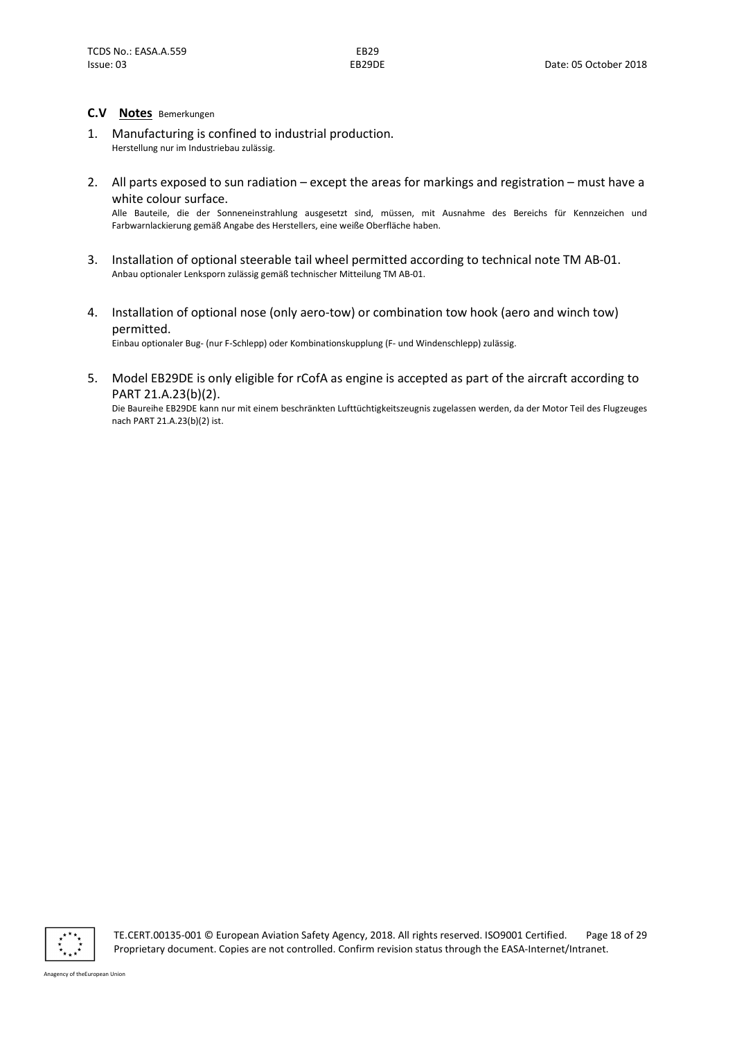## C.V **Notes** Bemerkungen

1. Manufacturing is confined to industrial production.
   Herstellung nur im Industriebau zulässig.

2. All parts exposed to sun radiation – except the areas for markings and registration – must have a white colour surface.
   Alle Bauteile, die der Sonneneinstrahlung ausgesetzt sind, müssen, mit Ausnahme des Bereichs für Kennzeichen und Farbwarnlackierung gemäß Angabe des Herstellers, eine weiße Oberfläche haben.

3. Installation of optional steerable tail wheel permitted according to technical note TM AB-01.
   Anbau optionaler Lenksporn zulässig gemäß technischer Mitteilung TM AB-01.

4. Installation of optional nose (only aero-tow) or combination tow hook (aero and winch tow) permitted.
   Einbau optionaler Bug- (nur F-Schlepp) oder Kombinationskupplung (F- und Windenschlepp) zulässig.

5. Model EB29DE is only eligible for rCofA as engine is accepted as part of the aircraft according to PART 21.A.23(b)(2).
   Die Baureihe EB29DE kann nur mit einem beschränkten Lufttüchtigkeitszeugnis zugelassen werden, da der Motor Teil des Flugzeuges nach PART 21.A.23(b)(2) ist.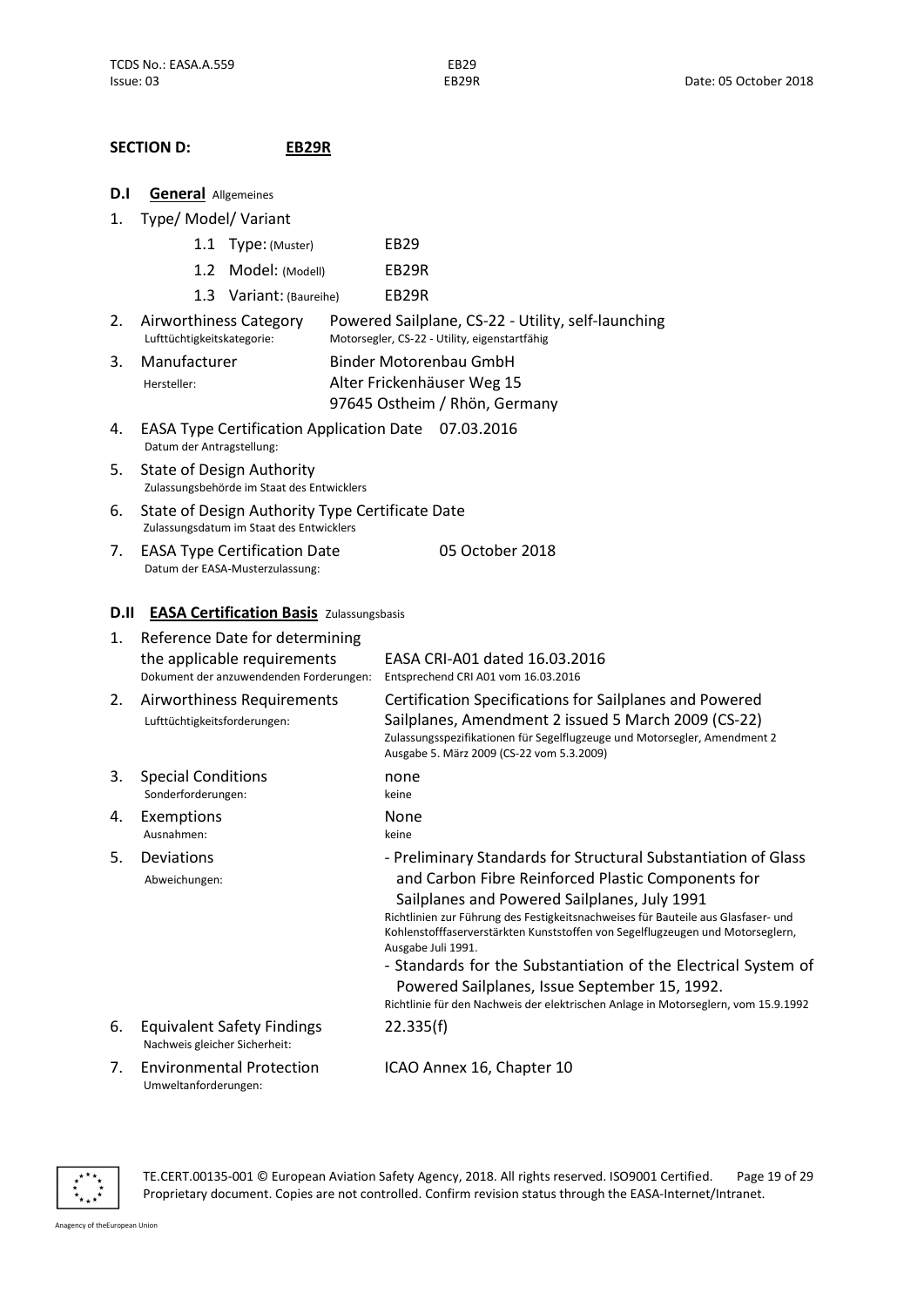## SECTION D: EB29R

### D.I General Allgemeines

1. Type/ Model/ Variant

| | | |
|---|---|---|
| 1.1 | Type: (Muster) | EB29 |
| 1.2 | Model: (Modell) | EB29R |
| 1.3 | Variant: (Baureihe) | EB29R |

2. Airworthiness Category
   Lufttüchtigkeitskategorie:
   Powered Sailplane, CS-22 - Utility, self-launching
   Motorsegler, CS-22 - Utility, eigenstartfähig

3. Manufacturer
   Hersteller:
   Binder Motorenbau GmbH
   Alter Frickenhäuser Weg 15
   97645 Ostheim / Rhön, Germany

4. EASA Type Certification Application Date 07.03.2016
   Datum der Antragstellung:

5. State of Design Authority
   Zulassungsbehörde im Staat des Entwicklers

6. State of Design Authority Type Certificate Date
   Zulassungsdatum im Staat des Entwicklers

7. EASA Type Certification Date 05 October 2018
   Datum der EASA-Musterzulassung:

### D.II EASA Certification Basis Zulassungsbasis

1. Reference Date for determining the applicable requirements
   Dokument der anzuwendenden Forderungen:
   EASA CRI-A01 dated 16.03.2016
   Entsprechend CRI A01 vom 16.03.2016

2. Airworthiness Requirements
   Lufttüchtigkeitsforderungen:
   Certification Specifications for Sailplanes and Powered Sailplanes, Amendment 2 issued 5 March 2009 (CS-22)
   Zulassungsspezifikationen für Segelflugzeuge und Motorsegler, Amendment 2 Ausgabe 5. März 2009 (CS-22 vom 5.3.2009)

3. Special Conditions
   Sonderforderungen:
   none
   keine

4. Exemptions
   Ausnahmen:
   None
   keine

5. Deviations
   Abweichungen:
   - Preliminary Standards for Structural Substantiation of Glass and Carbon Fibre Reinforced Plastic Components for Sailplanes and Powered Sailplanes, July 1991
     Richtlinien zur Führung des Festigkeitsnachweises für Bauteile aus Glasfaser- und Kohlenstofffaserverstärkten Kunststoffen von Segelflugzeugen und Motorseglern, Ausgabe Juli 1991.
   - Standards for the Substantiation of the Electrical System of Powered Sailplanes, Issue September 15, 1992.
     Richtlinie für den Nachweis der elektrischen Anlage in Motorseglern, vom 15.9.1992

6. Equivalent Safety Findings
   Nachweis gleicher Sicherheit:
   22.335(f)

7. Environmental Protection
   Umweltanforderungen:
   ICAO Annex 16, Chapter 10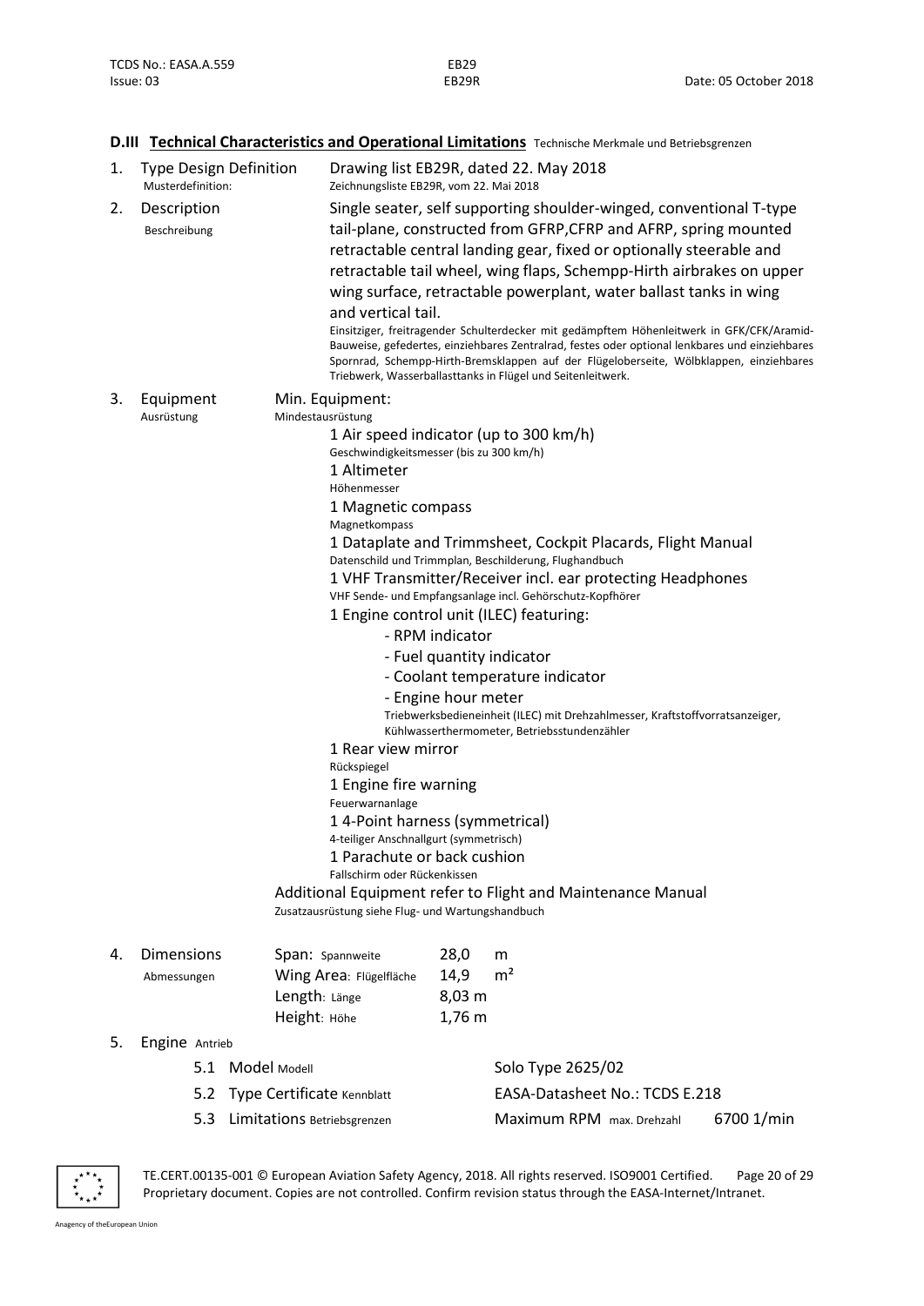## D.III Technical Characteristics and Operational Limitations Technische Merkmale und Betriebsgrenzen

1. **Type Design Definition** Musterdefinition:

   Drawing list EB29R, dated 22. May 2018
   Zeichnungsliste EB29R, vom 22. Mai 2018

2. **Description** Beschreibung

   Single seater, self supporting shoulder-winged, conventional T-type tail-plane, constructed from GFRP,CFRP and AFRP, spring mounted retractable central landing gear, fixed or optionally steerable and retractable tail wheel, wing flaps, Schempp-Hirth airbrakes on upper wing surface, retractable powerplant, water ballast tanks in wing and vertical tail.

   Einsitziger, freitragender Schulterdecker mit gedämpftem Höhenleitwerk in GFK/CFK/Aramid-Bauweise, gefedertes, einziehbares Zentralrad, festes oder optional lenkbares und einziehbares Spornrad, Schempp-Hirth-Bremsklappen auf der Flügeloberseite, Wölbklappen, einziehbares Triebwerk, Wasserballasttanks in Flügel und Seitenleitwerk.

3. **Equipment** Ausrüstung

   Min. Equipment:
   Mindestausrüstung

   - 1 Air speed indicator (up to 300 km/h)
     Geschwindigkeitsmesser (bis zu 300 km/h)
   - 1 Altimeter
     Höhenmesser
   - 1 Magnetic compass
     Magnetkompass
   - 1 Dataplate and Trimmsheet, Cockpit Placards, Flight Manual
     Datenschild und Trimmplan, Beschilderung, Flughandbuch
   - 1 VHF Transmitter/Receiver incl. ear protecting Headphones
     VHF Sende- und Empfangsanlage incl. Gehörschutz-Kopfhörer
   - 1 Engine control unit (ILEC) featuring:
     - RPM indicator
     - Fuel quantity indicator
     - Coolant temperature indicator
     - Engine hour meter

     Triebwerksbedieneinheit (ILEC) mit Drehzahlmesser, Kraftstoffvorratsanzeiger, Kühlwasserthermometer, Betriebsstundenzähler
   - 1 Rear view mirror
     Rückspiegel
   - 1 Engine fire warning
     Feuerwarnanlage
   - 1 4-Point harness (symmetrical)
     4-teiliger Anschnallgurt (symmetrisch)
   - 1 Parachute or back cushion
     Fallschirm oder Rückenkissen

   Additional Equipment refer to Flight and Maintenance Manual
   Zusatzausrüstung siehe Flug- und Wartungshandbuch

4. **Dimensions** Abmessungen

| | | |
|---|---|---|
| Span: Spannweite | 28,0 | m |
| Wing Area: Flügelfläche | 14,9 | m² |
| Length: Länge | 8,03 m | |
| Height: Höhe | 1,76 m | |

5. **Engine** Antrieb

| | | |
|---|---|---|
| 5.1 Model Modell | Solo Type 2625/02 | |
| 5.2 Type Certificate Kennblatt | EASA-Datasheet No.: TCDS E.218 | |
| 5.3 Limitations Betriebsgrenzen | Maximum RPM max. Drehzahl | 6700 1/min |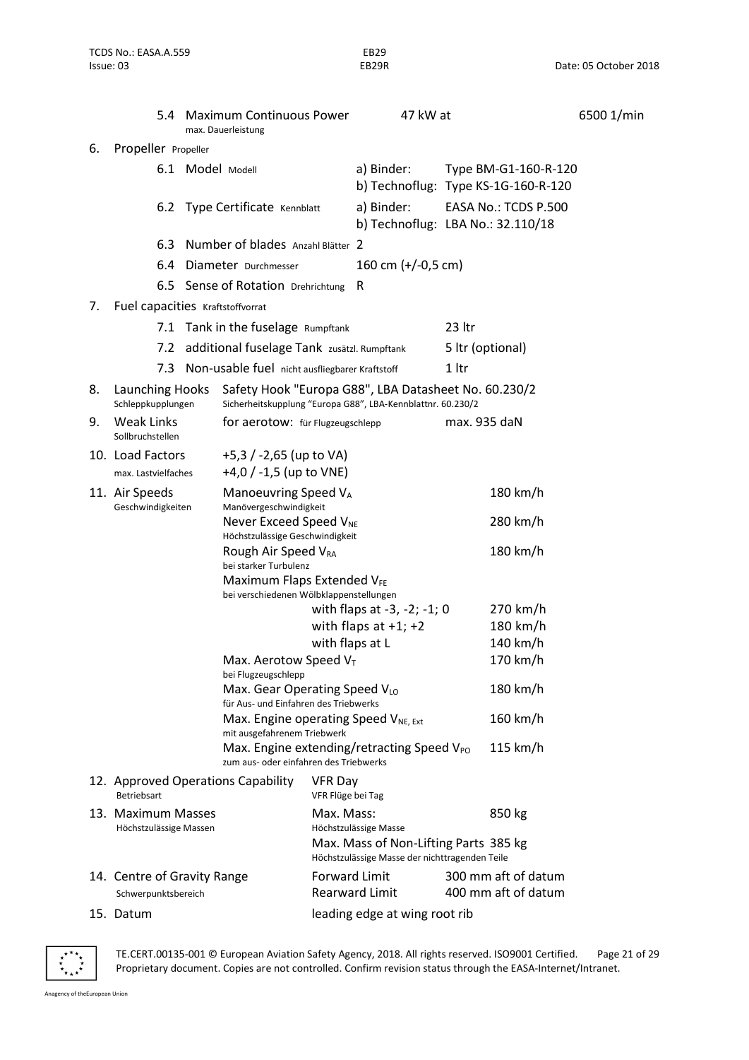| | | | |
|---|---|---|---|
| 5.4 | Maximum Continuous Power<br>max. Dauerleistung | 47 kW at | 6500 1/min |

**6. Propeller** Propeller

| | | | |
|---|---|---|---|
| 6.1 | Model Modell | a) Binder:<br>b) Technoflug: | Type BM-G1-160-R-120<br>Type KS-1G-160-R-120 |
| 6.2 | Type Certificate Kennblatt | a) Binder:<br>b) Technoflug: | EASA No.: TCDS P.500<br>LBA No.: 32.110/18 |
| 6.3 | Number of blades Anzahl Blätter | 2 | |
| 6.4 | Diameter Durchmesser | 160 cm (+/-0,5 cm) | |
| 6.5 | Sense of Rotation Drehrichtung | R | |

**7. Fuel capacities** Kraftstoffvorrat

| | | |
|---|---|---|
| 7.1 | Tank in the fuselage Rumpftank | 23 ltr |
| 7.2 | additional fuselage Tank zusätzl. Rumpftank | 5 ltr (optional) |
| 7.3 | Non-usable fuel nicht ausfliegbarer Kraftstoff | 1 ltr |

**8. Launching Hooks** Schleppkupplungen — Safety Hook "Europa G88", LBA Datasheet No. 60.230/2
Sicherheitskupplung "Europa G88", LBA-Kennblattnr. 60.230/2

**9. Weak Links** Sollbruchstellen — for aerotow: für Flugzeugschlepp — max. 935 daN

**10. Load Factors** max. Lastvielfaches
+5,3 / -2,65 (up to VA)
+4,0 / -1,5 (up to VNE)

**11. Air Speeds** Geschwindigkeiten

| | |
|---|---|
| Manoeuvring Speed $V_A$<br>Manövergeschwindigkeit | 180 km/h |
| Never Exceed Speed $V_{NE}$<br>Höchstzulässige Geschwindigkeit | 280 km/h |
| Rough Air Speed $V_{RA}$<br>bei starker Turbulenz | 180 km/h |
| Maximum Flaps Extended $V_{FE}$<br>bei verschiedenen Wölbklappenstellungen | |
| with flaps at -3, -2; -1; 0 | 270 km/h |
| with flaps at +1; +2 | 180 km/h |
| with flaps at L | 140 km/h |
| Max. Aerotow Speed $V_T$<br>bei Flugzeugschlepp | 170 km/h |
| Max. Gear Operating Speed $V_{LO}$<br>für Aus- und Einfahren des Triebwerks | 180 km/h |
| Max. Engine operating Speed $V_{NE,\,Ext}$<br>mit ausgefahrenem Triebwerk | 160 km/h |
| Max. Engine extending/retracting Speed $V_{PO}$<br>zum aus- oder einfahren des Triebwerks | 115 km/h |

**12. Approved Operations Capability** Betriebsart — VFR Day
VFR Flüge bei Tag

**13. Maximum Masses** Höchstzulässige Massen

| | |
|---|---|
| Max. Mass:<br>Höchstzulässige Masse | 850 kg |
| Max. Mass of Non-Lifting Parts<br>Höchstzulässige Masse der nichttragenden Teile | 385 kg |

**14. Centre of Gravity Range** Schwerpunktsbereich

| | |
|---|---|
| Forward Limit | 300 mm aft of datum |
| Rearward Limit | 400 mm aft of datum |

**15. Datum** — leading edge at wing root rib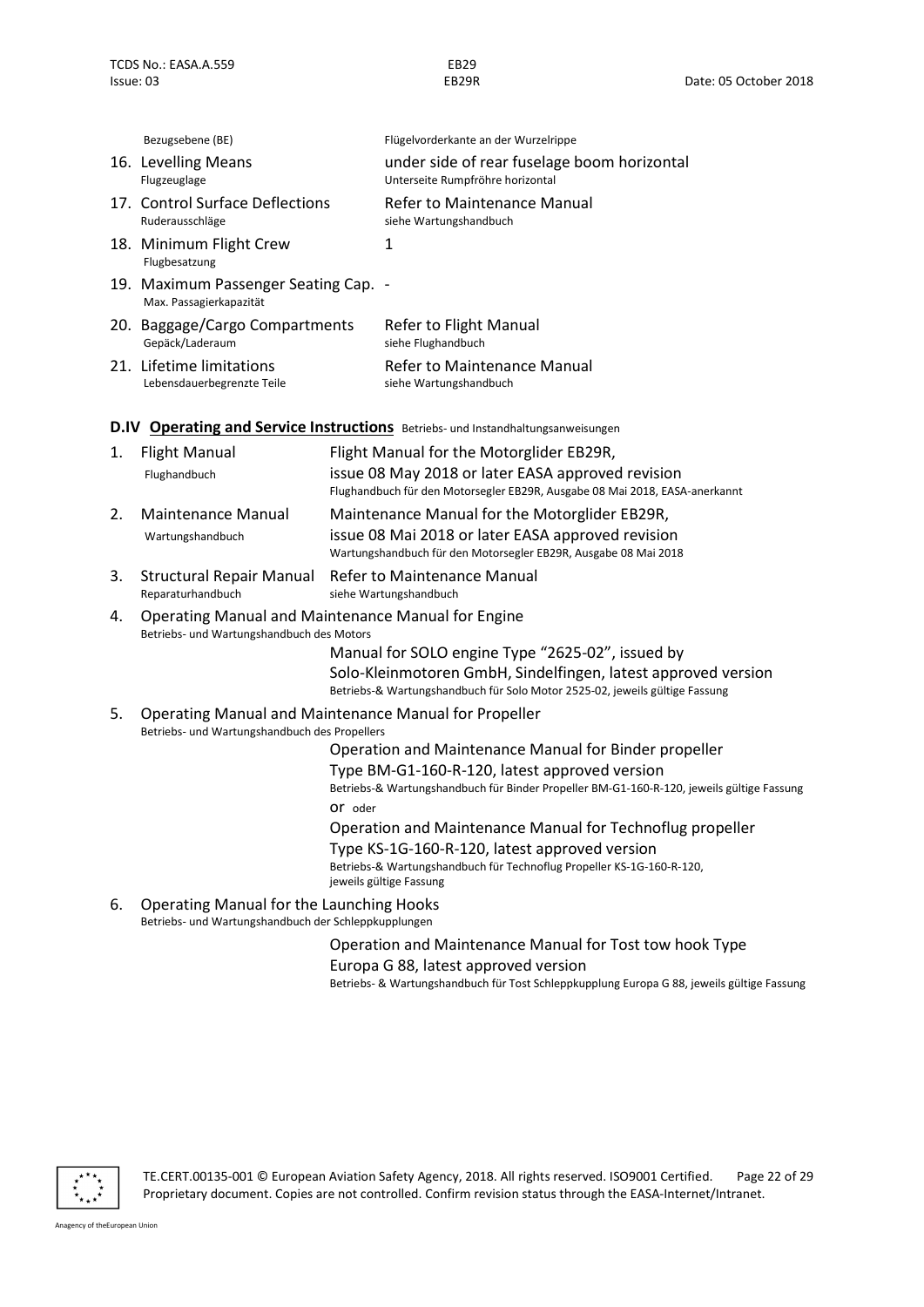Bezugsebene (BE) — Flügelvorderkante an der Wurzelrippe

16. Levelling Means — under side of rear fuselage boom horizontal
    Flugzeuglage — Unterseite Rumpfröhre horizontal
17. Control Surface Deflections — Refer to Maintenance Manual
    Ruderausschläge — siehe Wartungshandbuch
18. Minimum Flight Crew — 1
    Flugbesatzung
19. Maximum Passenger Seating Cap. — -
    Max. Passagierkapazität
20. Baggage/Cargo Compartments — Refer to Flight Manual
    Gepäck/Laderaum — siehe Flughandbuch
21. Lifetime limitations — Refer to Maintenance Manual
    Lebensdauerbegrenzte Teile — siehe Wartungshandbuch

## D.IV **Operating and Service Instructions** Betriebs- und Instandhaltungsanweisungen

1. Flight Manual — Flight Manual for the Motorglider EB29R, issue 08 May 2018 or later EASA approved revision
   Flughandbuch — Flughandbuch für den Motorsegler EB29R, Ausgabe 08 Mai 2018, EASA-anerkannt
2. Maintenance Manual — Maintenance Manual for the Motorglider EB29R, issue 08 Mai 2018 or later EASA approved revision
   Wartungshandbuch — Wartungshandbuch für den Motorsegler EB29R, Ausgabe 08 Mai 2018
3. Structural Repair Manual — Refer to Maintenance Manual
   Reparaturhandbuch — siehe Wartungshandbuch
4. Operating Manual and Maintenance Manual for Engine
   Betriebs- und Wartungshandbuch des Motors

   Manual for SOLO engine Type "2625-02", issued by Solo-Kleinmotoren GmbH, Sindelfingen, latest approved version
   Betriebs-& Wartungshandbuch für Solo Motor 2525-02, jeweils gültige Fassung
5. Operating Manual and Maintenance Manual for Propeller
   Betriebs- und Wartungshandbuch des Propellers

   Operation and Maintenance Manual for Binder propeller Type BM-G1-160-R-120, latest approved version
   Betriebs-& Wartungshandbuch für Binder Propeller BM-G1-160-R-120, jeweils gültige Fassung
   or oder
   Operation and Maintenance Manual for Technoflug propeller Type KS-1G-160-R-120, latest approved version
   Betriebs-& Wartungshandbuch für Technoflug Propeller KS-1G-160-R-120, jeweils gültige Fassung
6. Operating Manual for the Launching Hooks
   Betriebs- und Wartungshandbuch der Schleppkupplungen

   Operation and Maintenance Manual for Tost tow hook Type Europa G 88, latest approved version
   Betriebs- & Wartungshandbuch für Tost Schleppkupplung Europa G 88, jeweils gültige Fassung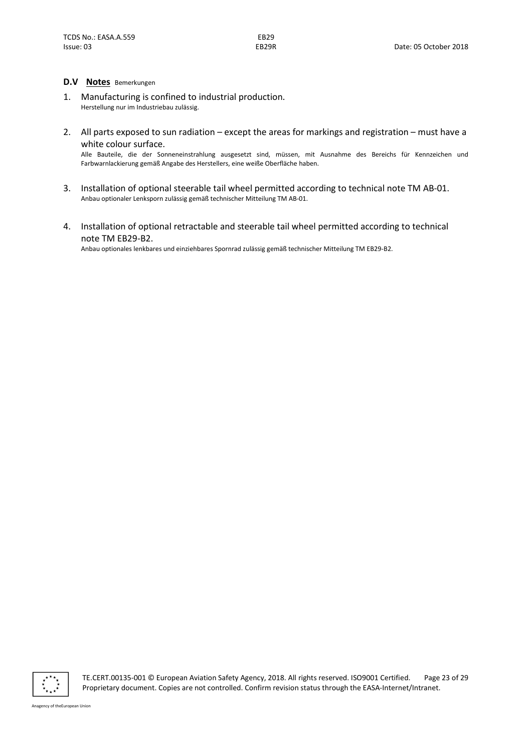### D.V **Notes** Bemerkungen

1. Manufacturing is confined to industrial production.
   Herstellung nur im Industriebau zulässig.

2. All parts exposed to sun radiation – except the areas for markings and registration – must have a white colour surface.
   Alle Bauteile, die der Sonneneinstrahlung ausgesetzt sind, müssen, mit Ausnahme des Bereichs für Kennzeichen und Farbwarnlackierung gemäß Angabe des Herstellers, eine weiße Oberfläche haben.

3. Installation of optional steerable tail wheel permitted according to technical note TM AB-01.
   Anbau optionaler Lenksporn zulässig gemäß technischer Mitteilung TM AB-01.

4. Installation of optional retractable and steerable tail wheel permitted according to technical note TM EB29-B2.
   Anbau optionales lenkbares und einziehbares Spornrad zulässig gemäß technischer Mitteilung TM EB29-B2.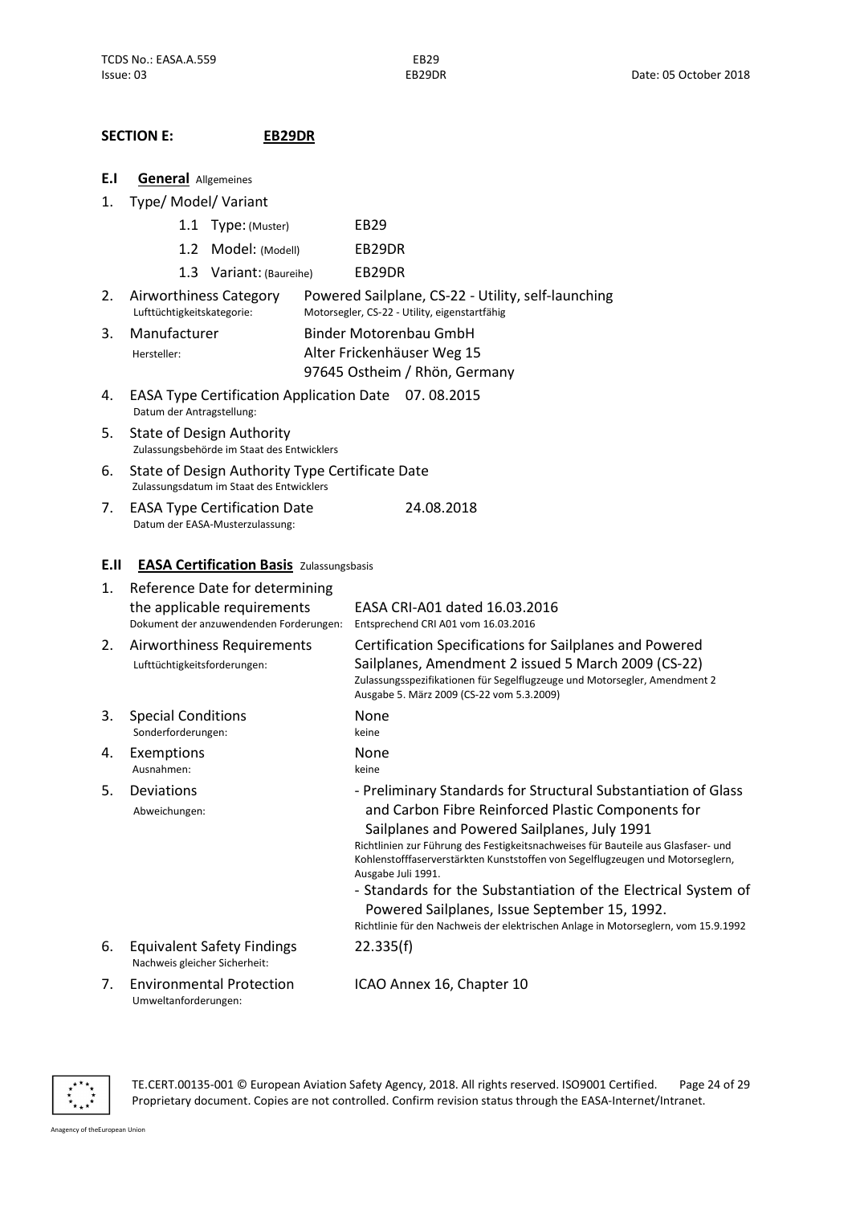## SECTION E: EB29DR

### E.I General Allgemeines

1. Type/ Model/ Variant

| | | |
|---|---|---|
| 1.1 | Type: (Muster) | EB29 |
| 1.2 | Model: (Modell) | EB29DR |
| 1.3 | Variant: (Baureihe) | EB29DR |

2. Airworthiness Category
   Lufttüchtigkeitskategorie:
   Powered Sailplane, CS-22 - Utility, self-launching
   Motorsegler, CS-22 - Utility, eigenstartfähig

3. Manufacturer
   Hersteller:
   Binder Motorenbau GmbH
   Alter Frickenhäuser Weg 15
   97645 Ostheim / Rhön, Germany

4. EASA Type Certification Application Date 07. 08.2015
   Datum der Antragstellung:

5. State of Design Authority
   Zulassungsbehörde im Staat des Entwicklers

6. State of Design Authority Type Certificate Date
   Zulassungsdatum im Staat des Entwicklers

7. EASA Type Certification Date 24.08.2018
   Datum der EASA-Musterzulassung:

### E.II EASA Certification Basis Zulassungsbasis

1. Reference Date for determining the applicable requirements
   Dokument der anzuwendenden Forderungen:
   EASA CRI-A01 dated 16.03.2016
   Entsprechend CRI A01 vom 16.03.2016

2. Airworthiness Requirements
   Lufttüchtigkeitsforderungen:
   Certification Specifications for Sailplanes and Powered Sailplanes, Amendment 2 issued 5 March 2009 (CS-22)
   Zulassungsspezifikationen für Segelflugzeuge und Motorsegler, Amendment 2 Ausgabe 5. März 2009 (CS-22 vom 5.3.2009)

3. Special Conditions
   Sonderforderungen:
   None
   keine

4. Exemptions
   Ausnahmen:
   None
   keine

5. Deviations
   Abweichungen:
   - Preliminary Standards for Structural Substantiation of Glass and Carbon Fibre Reinforced Plastic Components for Sailplanes and Powered Sailplanes, July 1991
     Richtlinien zur Führung des Festigkeitsnachweises für Bauteile aus Glasfaser- und Kohlenstofffaserverstärkten Kunststoffen von Segelflugzeugen und Motorseglern, Ausgabe Juli 1991.
   - Standards for the Substantiation of the Electrical System of Powered Sailplanes, Issue September 15, 1992.
     Richtlinie für den Nachweis der elektrischen Anlage in Motorseglern, vom 15.9.1992

6. Equivalent Safety Findings
   Nachweis gleicher Sicherheit:
   22.335(f)

7. Environmental Protection
   Umweltanforderungen:
   ICAO Annex 16, Chapter 10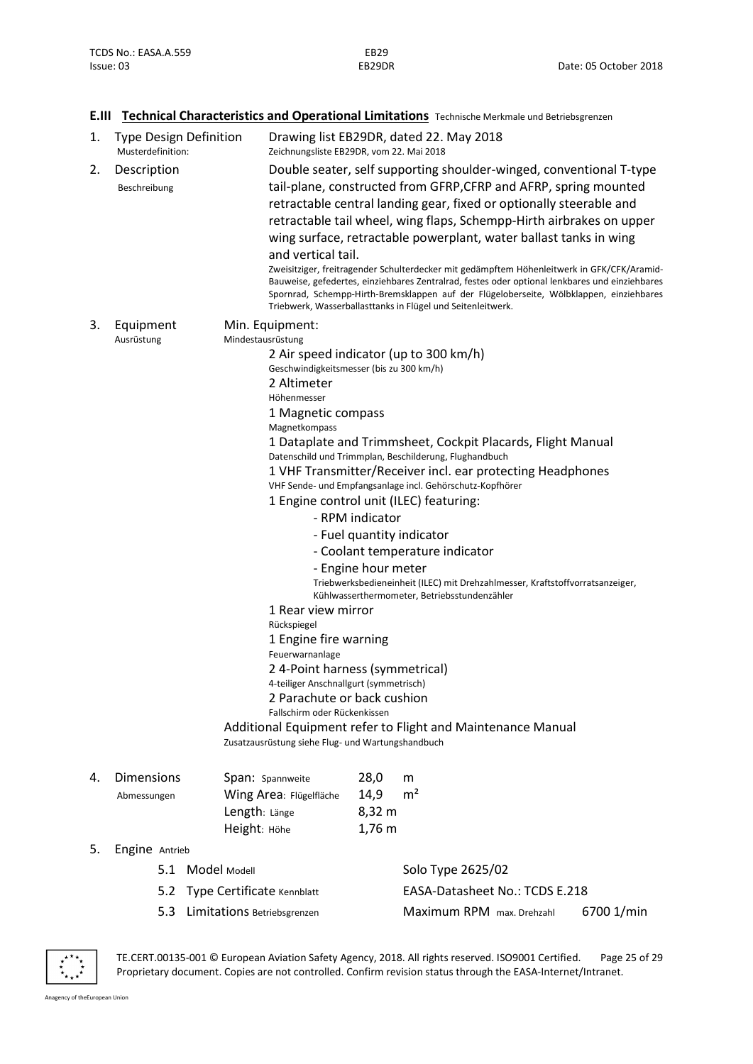## E.III **Technical Characteristics and Operational Limitations** Technische Merkmale und Betriebsgrenzen

1. **Type Design Definition** / Musterdefinition:

   Drawing list EB29DR, dated 22. May 2018
   Zeichnungsliste EB29DR, vom 22. Mai 2018

2. **Description** / Beschreibung

   Double seater, self supporting shoulder-winged, conventional T-type tail-plane, constructed from GFRP,CFRP and AFRP, spring mounted retractable central landing gear, fixed or optionally steerable and retractable tail wheel, wing flaps, Schempp-Hirth airbrakes on upper wing surface, retractable powerplant, water ballast tanks in wing and vertical tail.

   Zweisitziger, freitragender Schulterdecker mit gedämpftem Höhenleitwerk in GFK/CFK/Aramid-Bauweise, gefedertes, einziehbares Zentralrad, festes oder optional lenkbares und einziehbares Spornrad, Schempp-Hirth-Bremsklappen auf der Flügeloberseite, Wölbklappen, einziehbares Triebwerk, Wasserballasttanks in Flügel und Seitenleitwerk.

3. **Equipment** / Ausrüstung

   Min. Equipment:
   Mindestausrüstung

   - 2 Air speed indicator (up to 300 km/h)
     Geschwindigkeitsmesser (bis zu 300 km/h)
   - 2 Altimeter
     Höhenmesser
   - 1 Magnetic compass
     Magnetkompass
   - 1 Dataplate and Trimmsheet, Cockpit Placards, Flight Manual
     Datenschild und Trimmplan, Beschilderung, Flughandbuch
   - 1 VHF Transmitter/Receiver incl. ear protecting Headphones
     VHF Sende- und Empfangsanlage incl. Gehörschutz-Kopfhörer
   - 1 Engine control unit (ILEC) featuring:
     - RPM indicator
     - Fuel quantity indicator
     - Coolant temperature indicator
     - Engine hour meter

     Triebwerksbedieneinheit (ILEC) mit Drehzahlmesser, Kraftstoffvorratsanzeiger, Kühlwasserthermometer, Betriebsstundenzähler
   - 1 Rear view mirror
     Rückspiegel
   - 1 Engine fire warning
     Feuerwarnanlage
   - 2 4-Point harness (symmetrical)
     4-teiliger Anschnallgurt (symmetrisch)
   - 2 Parachute or back cushion
     Fallschirm oder Rückenkissen

   Additional Equipment refer to Flight and Maintenance Manual
   Zusatzausrüstung siehe Flug- und Wartungshandbuch

4. **Dimensions** / Abmessungen

| | | |
|---|---|---|
| Span: Spannweite | 28,0 | m |
| Wing Area: Flügelfläche | 14,9 | m² |
| Length: Länge | 8,32 m | |
| Height: Höhe | 1,76 m | |

5. **Engine** Antrieb

| | | |
|---|---|---|
| 5.1 Model Modell | Solo Type 2625/02 | |
| 5.2 Type Certificate Kennblatt | EASA-Datasheet No.: TCDS E.218 | |
| 5.3 Limitations Betriebsgrenzen | Maximum RPM max. Drehzahl | 6700 1/min |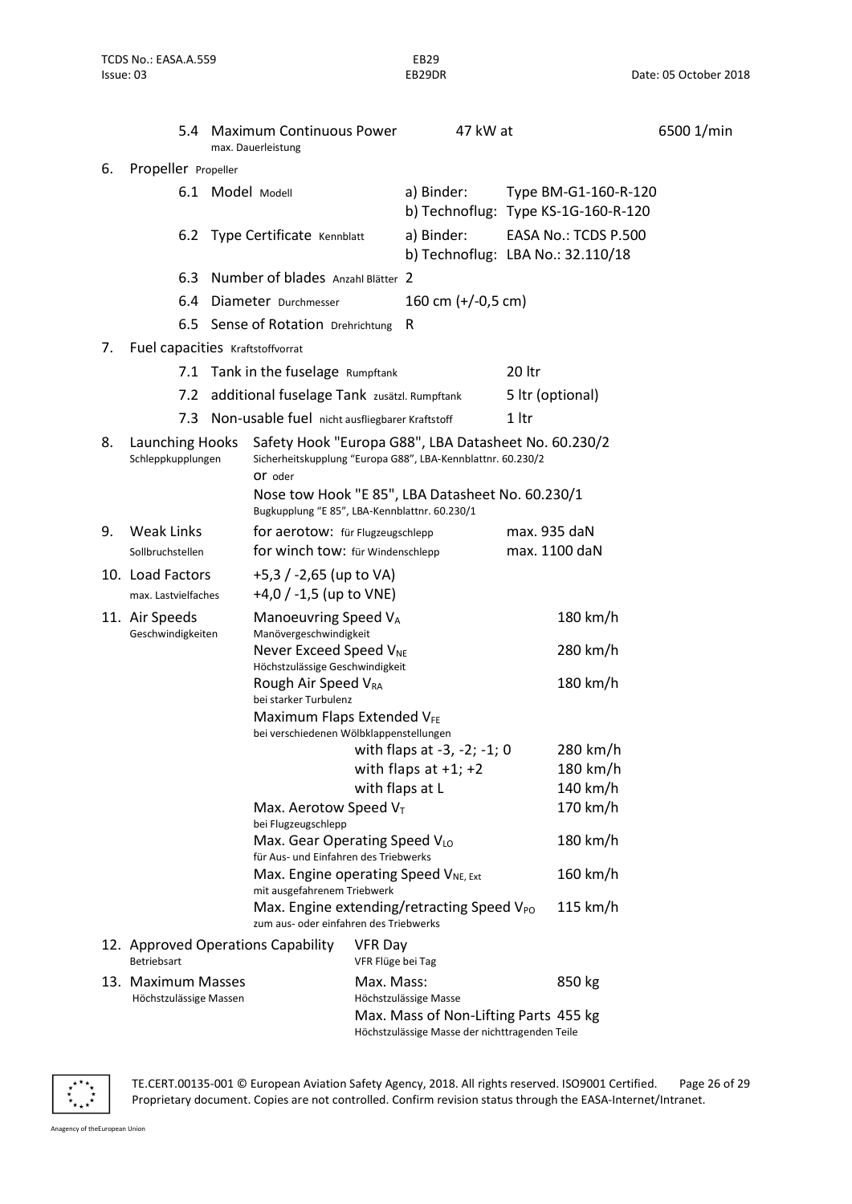| | | | |
|---|---|---|---|
| 5.4 | Maximum Continuous Power<br>max. Dauerleistung | 47 kW at | 6500 1/min |

6. Propeller Propeller

| | | | |
|---|---|---|---|
| 6.1 | Model Modell | a) Binder:<br>b) Technoflug: | Type BM-G1-160-R-120<br>Type KS-1G-160-R-120 |
| 6.2 | Type Certificate Kennblatt | a) Binder:<br>b) Technoflug: | EASA No.: TCDS P.500<br>LBA No.: 32.110/18 |
| 6.3 | Number of blades Anzahl Blätter | 2 | |
| 6.4 | Diameter Durchmesser | 160 cm (+/-0,5 cm) | |
| 6.5 | Sense of Rotation Drehrichtung | R | |

7. Fuel capacities Kraftstoffvorrat

| | | |
|---|---|---|
| 7.1 | Tank in the fuselage Rumpftank | 20 ltr |
| 7.2 | additional fuselage Tank zusätzl. Rumpftank | 5 ltr (optional) |
| 7.3 | Non-usable fuel nicht ausfliegbarer Kraftstoff | 1 ltr |

8. Launching Hooks
Schleppkupplungen

Safety Hook "Europa G88", LBA Datasheet No. 60.230/2
Sicherheitskupplung "Europa G88", LBA-Kennblattnr. 60.230/2
or oder
Nose tow Hook "E 85", LBA Datasheet No. 60.230/1
Bugkupplung "E 85", LBA-Kennblattnr. 60.230/1

9. Weak Links
Sollbruchstellen

| | |
|---|---|
| for aerotow: für Flugzeugschlepp | max. 935 daN |
| for winch tow: für Windenschlepp | max. 1100 daN |

10. Load Factors
max. Lastvielfaches

+5,3 / -2,65 (up to VA)
+4,0 / -1,5 (up to VNE)

11. Air Speeds
Geschwindigkeiten

| | |
|---|---|
| Manoeuvring Speed $V_A$<br>Manövergeschwindigkeit | 180 km/h |
| Never Exceed Speed $V_{NE}$<br>Höchstzulässige Geschwindigkeit | 280 km/h |
| Rough Air Speed $V_{RA}$<br>bei starker Turbulenz | 180 km/h |
| Maximum Flaps Extended $V_{FE}$<br>bei verschiedenen Wölbklappenstellungen | |
| with flaps at -3, -2; -1; 0 | 280 km/h |
| with flaps at +1; +2 | 180 km/h |
| with flaps at L | 140 km/h |
| Max. Aerotow Speed $V_T$<br>bei Flugzeugschlepp | 170 km/h |
| Max. Gear Operating Speed $V_{LO}$<br>für Aus- und Einfahren des Triebwerks | 180 km/h |
| Max. Engine operating Speed $V_{NE,\ Ext}$<br>mit ausgefahrenem Triebwerk | 160 km/h |
| Max. Engine extending/retracting Speed $V_{PO}$<br>zum aus- oder einfahren des Triebwerks | 115 km/h |

12. Approved Operations Capability
Betriebsart

VFR Day
VFR Flüge bei Tag

13. Maximum Masses
Höchstzulässige Massen

| | |
|---|---|
| Max. Mass:<br>Höchstzulässige Masse | 850 kg |
| Max. Mass of Non-Lifting Parts<br>Höchstzulässige Masse der nichttragenden Teile | 455 kg |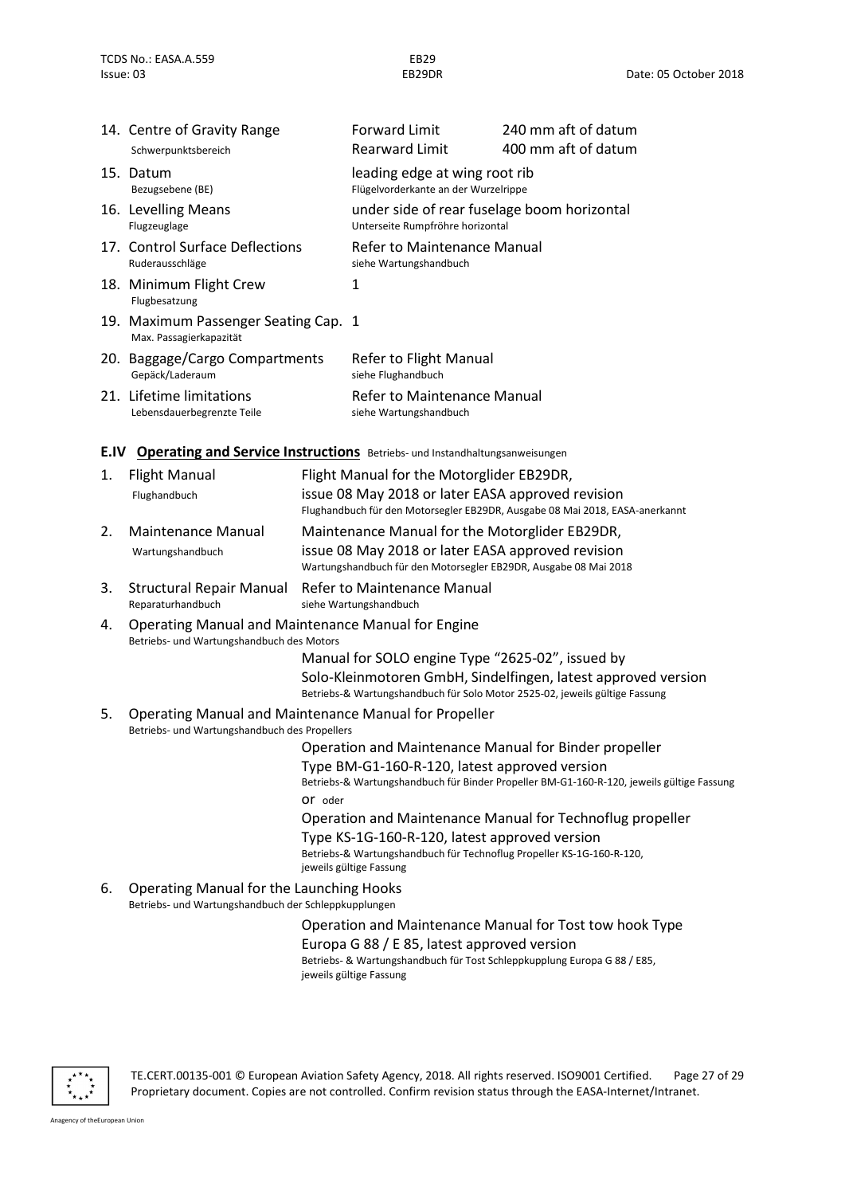| | | | |
|---|---|---|---|
| 14. | Centre of Gravity Range<br>Schwerpunktsbereich | Forward Limit<br>Rearward Limit | 240 mm aft of datum<br>400 mm aft of datum |
| 15. | Datum<br>Bezugsebene (BE) | leading edge at wing root rib<br>Flügelvorderkante an der Wurzelrippe | |
| 16. | Levelling Means<br>Flugzeuglage | under side of rear fuselage boom horizontal<br>Unterseite Rumpfröhre horizontal | |
| 17. | Control Surface Deflections<br>Ruderausschläge | Refer to Maintenance Manual<br>siehe Wartungshandbuch | |
| 18. | Minimum Flight Crew<br>Flugbesatzung | 1 | |
| 19. | Maximum Passenger Seating Cap.<br>Max. Passagierkapazität | 1 | |
| 20. | Baggage/Cargo Compartments<br>Gepäck/Laderaum | Refer to Flight Manual<br>siehe Flughandbuch | |
| 21. | Lifetime limitations<br>Lebensdauerbegrenzte Teile | Refer to Maintenance Manual<br>siehe Wartungshandbuch | |

## E.IV **Operating and Service Instructions** Betriebs- und Instandhaltungsanweisungen

1. **Flight Manual** (Flughandbuch)
   Flight Manual for the Motorglider EB29DR, issue 08 May 2018 or later EASA approved revision
   Flughandbuch für den Motorsegler EB29DR, Ausgabe 08 Mai 2018, EASA-anerkannt

2. **Maintenance Manual** (Wartungshandbuch)
   Maintenance Manual for the Motorglider EB29DR, issue 08 May 2018 or later EASA approved revision
   Wartungshandbuch für den Motorsegler EB29DR, Ausgabe 08 Mai 2018

3. **Structural Repair Manual** (Reparaturhandbuch)
   Refer to Maintenance Manual
   siehe Wartungshandbuch

4. **Operating Manual and Maintenance Manual for Engine**
   Betriebs- und Wartungshandbuch des Motors
   Manual for SOLO engine Type "2625-02", issued by Solo-Kleinmotoren GmbH, Sindelfingen, latest approved version
   Betriebs-& Wartungshandbuch für Solo Motor 2525-02, jeweils gültige Fassung

5. **Operating Manual and Maintenance Manual for Propeller**
   Betriebs- und Wartungshandbuch des Propellers
   Operation and Maintenance Manual for Binder propeller Type BM-G1-160-R-120, latest approved version
   Betriebs-& Wartungshandbuch für Binder Propeller BM-G1-160-R-120, jeweils gültige Fassung
   or oder
   Operation and Maintenance Manual for Technoflug propeller Type KS-1G-160-R-120, latest approved version
   Betriebs-& Wartungshandbuch für Technoflug Propeller KS-1G-160-R-120, jeweils gültige Fassung

6. **Operating Manual for the Launching Hooks**
   Betriebs- und Wartungshandbuch der Schleppkupplungen
   Operation and Maintenance Manual for Tost tow hook Type Europa G 88 / E 85, latest approved version
   Betriebs- & Wartungshandbuch für Tost Schleppkupplung Europa G 88 / E85, jeweils gültige Fassung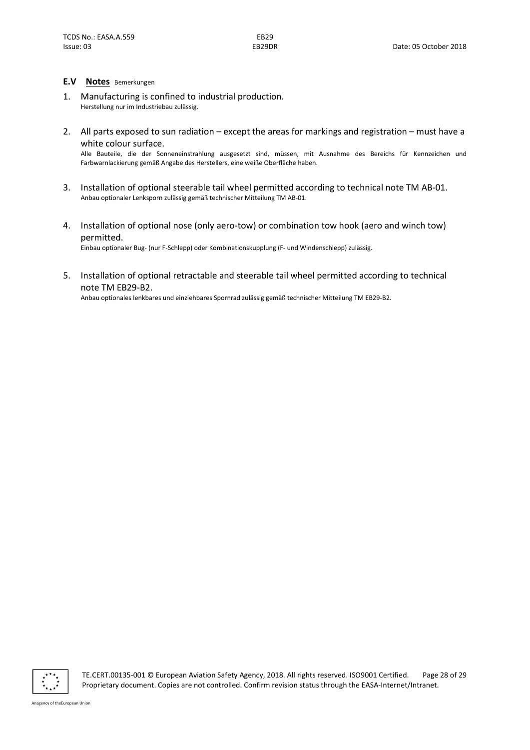## E.V **Notes** Bemerkungen

1. Manufacturing is confined to industrial production.
   Herstellung nur im Industriebau zulässig.

2. All parts exposed to sun radiation – except the areas for markings and registration – must have a white colour surface.
   Alle Bauteile, die der Sonneneinstrahlung ausgesetzt sind, müssen, mit Ausnahme des Bereichs für Kennzeichen und Farbwarnlackierung gemäß Angabe des Herstellers, eine weiße Oberfläche haben.

3. Installation of optional steerable tail wheel permitted according to technical note TM AB-01.
   Anbau optionaler Lenksporn zulässig gemäß technischer Mitteilung TM AB-01.

4. Installation of optional nose (only aero-tow) or combination tow hook (aero and winch tow) permitted.
   Einbau optionaler Bug- (nur F-Schlepp) oder Kombinationskupplung (F- und Windenschlepp) zulässig.

5. Installation of optional retractable and steerable tail wheel permitted according to technical note TM EB29-B2.
   Anbau optionales lenkbares und einziehbares Spornrad zulässig gemäß technischer Mitteilung TM EB29-B2.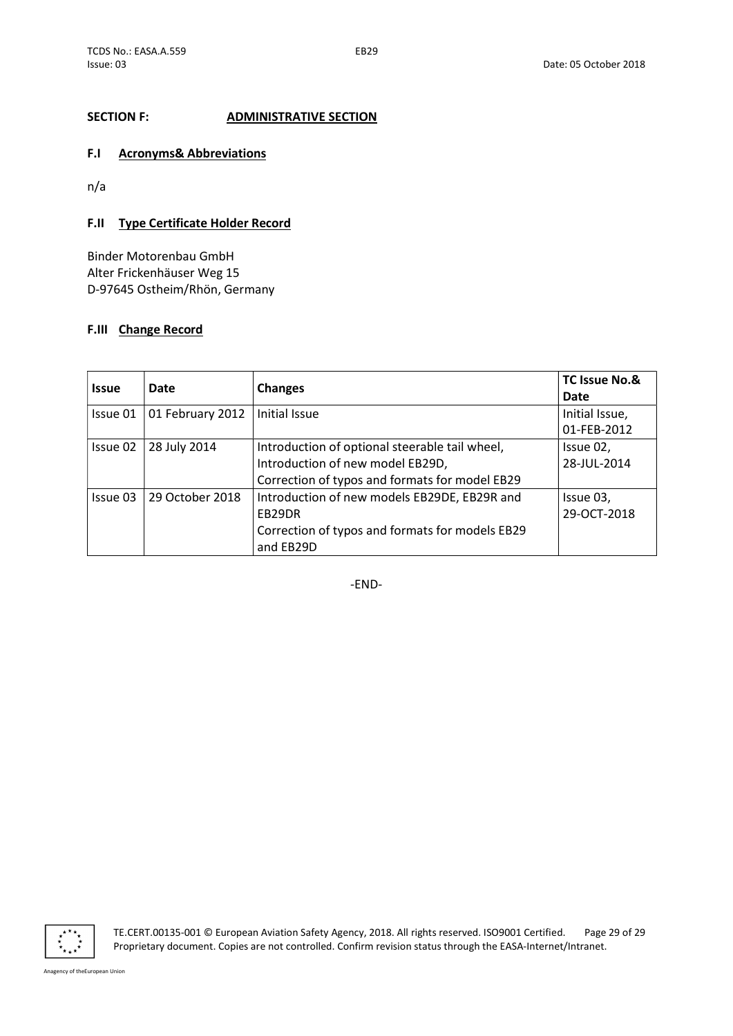## SECTION F: ADMINISTRATIVE SECTION

### F.I Acronyms& Abbreviations

n/a

### F.II Type Certificate Holder Record

Binder Motorenbau GmbH
Alter Frickenhäuser Weg 15
D-97645 Ostheim/Rhön, Germany

### F.III Change Record

| Issue | Date | Changes | TC Issue No.& Date |
|---|---|---|---|
| Issue 01 | 01 February 2012 | Initial Issue | Initial Issue, 01-FEB-2012 |
| Issue 02 | 28 July 2014 | Introduction of optional steerable tail wheel, Introduction of new model EB29D, Correction of typos and formats for model EB29 | Issue 02, 28-JUL-2014 |
| Issue 03 | 29 October 2018 | Introduction of new models EB29DE, EB29R and EB29DR Correction of typos and formats for models EB29 and EB29D | Issue 03, 29-OCT-2018 |

-END-